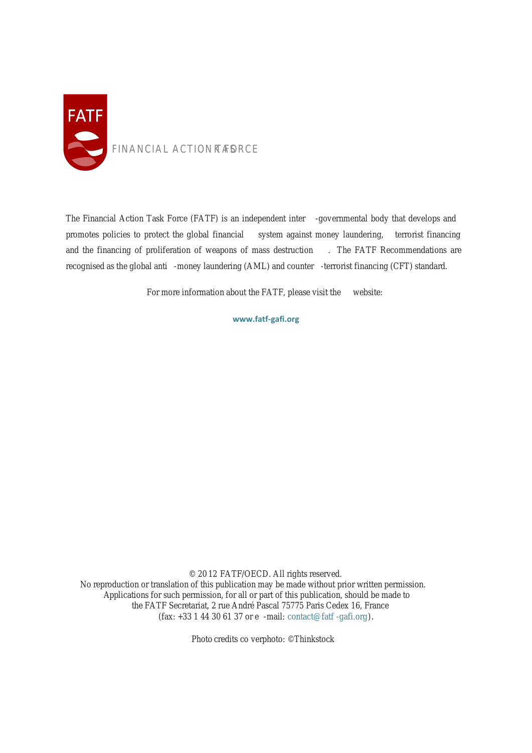FATF

FINANCIAL ACTION TASK FORCE

The Financial Action Task Force (FATF) is an independent inter-governmental body that develops and promotes policies to protect the global financial system against money laundering, terrorist financing and the financing of proliferation of weapons of mass destruction. The FATF Recommendations are recognised as the global anti-money laundering (AML) and counter-terrorist financing (CFT) standard.

For more information about the FATF, please visit the website:

**www.fatf-gafi.org**

© 2012 FATF/OECD. All rights reserved.
No reproduction or translation of this publication may be made without prior written permission.
Applications for such permission, for all or part of this publication, should be made to
the FATF Secretariat, 2 rue André Pascal 75775 Paris Cedex 16, France
(fax: +33 1 44 30 61 37 or e-mail: contact@fatf-gafi.org).

Photo credits coverphoto: ©Thinkstock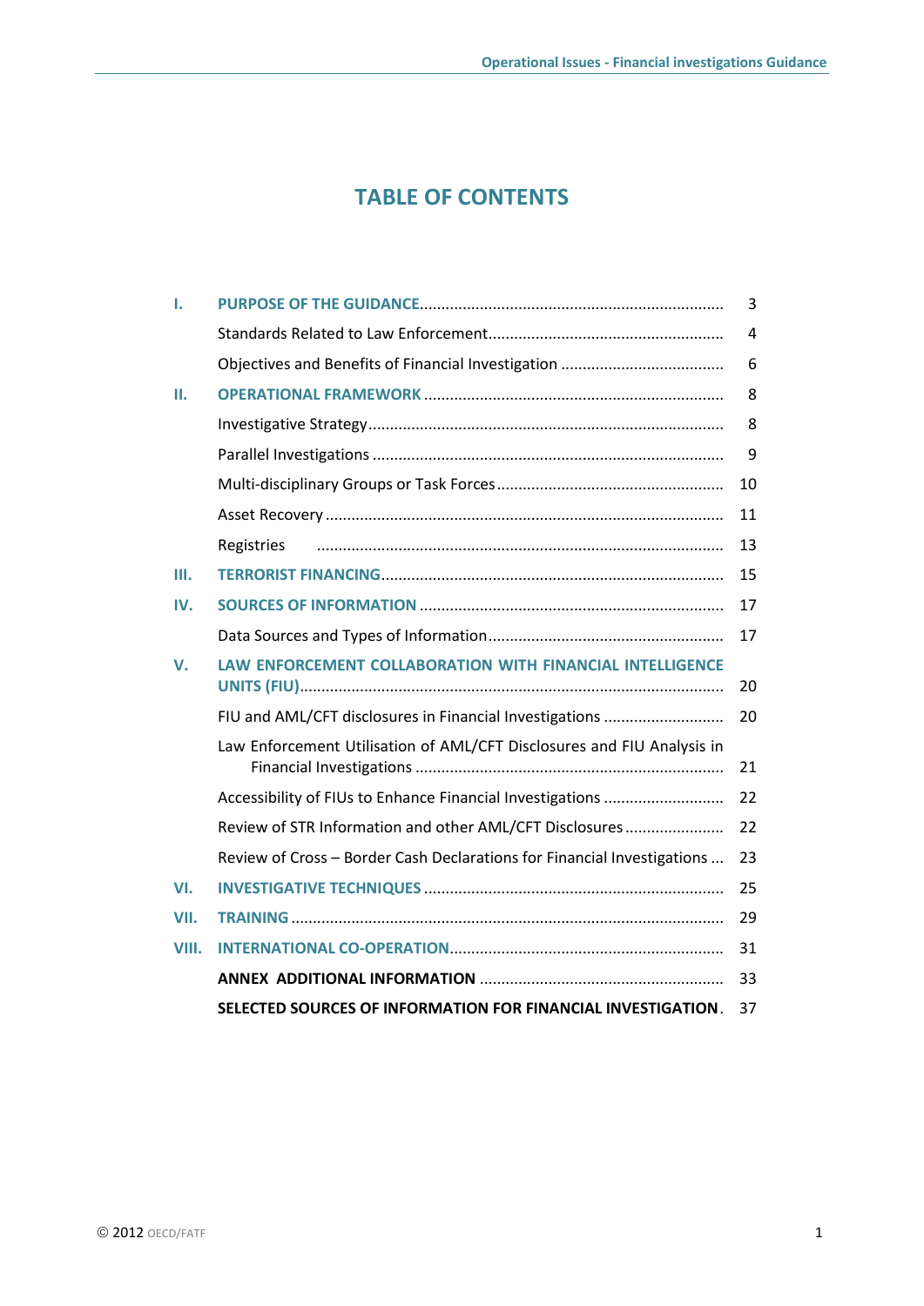# TABLE OF CONTENTS

| | | |
|---|---|---|
| I. | PURPOSE OF THE GUIDANCE | 3 |
| | Standards Related to Law Enforcement | 4 |
| | Objectives and Benefits of Financial Investigation | 6 |
| II. | OPERATIONAL FRAMEWORK | 8 |
| | Investigative Strategy | 8 |
| | Parallel Investigations | 9 |
| | Multi-disciplinary Groups or Task Forces | 10 |
| | Asset Recovery | 11 |
| | Registries | 13 |
| III. | TERRORIST FINANCING | 15 |
| IV. | SOURCES OF INFORMATION | 17 |
| | Data Sources and Types of Information | 17 |
| V. | LAW ENFORCEMENT COLLABORATION WITH FINANCIAL INTELLIGENCE UNITS (FIU) | 20 |
| | FIU and AML/CFT disclosures in Financial Investigations | 20 |
| | Law Enforcement Utilisation of AML/CFT Disclosures and FIU Analysis in Financial Investigations | 21 |
| | Accessibility of FIUs to Enhance Financial Investigations | 22 |
| | Review of STR Information and other AML/CFT Disclosures | 22 |
| | Review of Cross – Border Cash Declarations for Financial Investigations | 23 |
| VI. | INVESTIGATIVE TECHNIQUES | 25 |
| VII. | TRAINING | 29 |
| VIII. | INTERNATIONAL CO-OPERATION | 31 |
| | **ANNEX ADDITIONAL INFORMATION** | 33 |
| | **SELECTED SOURCES OF INFORMATION FOR FINANCIAL INVESTIGATION** | 37 |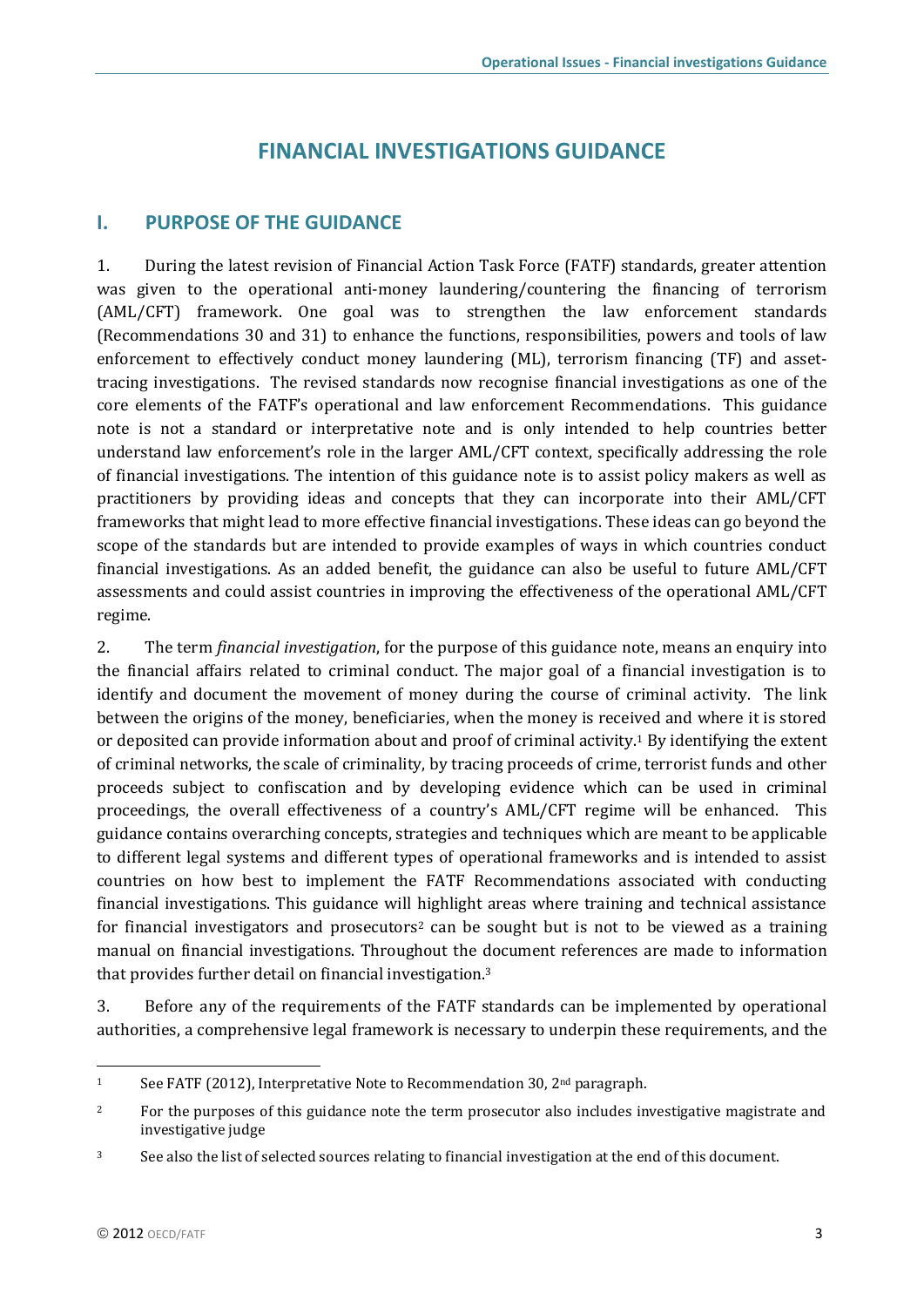# FINANCIAL INVESTIGATIONS GUIDANCE

## I. PURPOSE OF THE GUIDANCE

1. During the latest revision of Financial Action Task Force (FATF) standards, greater attention was given to the operational anti-money laundering/countering the financing of terrorism (AML/CFT) framework. One goal was to strengthen the law enforcement standards (Recommendations 30 and 31) to enhance the functions, responsibilities, powers and tools of law enforcement to effectively conduct money laundering (ML), terrorism financing (TF) and asset-tracing investigations. The revised standards now recognise financial investigations as one of the core elements of the FATF's operational and law enforcement Recommendations. This guidance note is not a standard or interpretative note and is only intended to help countries better understand law enforcement's role in the larger AML/CFT context, specifically addressing the role of financial investigations. The intention of this guidance note is to assist policy makers as well as practitioners by providing ideas and concepts that they can incorporate into their AML/CFT frameworks that might lead to more effective financial investigations. These ideas can go beyond the scope of the standards but are intended to provide examples of ways in which countries conduct financial investigations. As an added benefit, the guidance can also be useful to future AML/CFT assessments and could assist countries in improving the effectiveness of the operational AML/CFT regime.

2. The term *financial investigation*, for the purpose of this guidance note, means an enquiry into the financial affairs related to criminal conduct. The major goal of a financial investigation is to identify and document the movement of money during the course of criminal activity. The link between the origins of the money, beneficiaries, when the money is received and where it is stored or deposited can provide information about and proof of criminal activity.[1] By identifying the extent of criminal networks, the scale of criminality, by tracing proceeds of crime, terrorist funds and other proceeds subject to confiscation and by developing evidence which can be used in criminal proceedings, the overall effectiveness of a country's AML/CFT regime will be enhanced. This guidance contains overarching concepts, strategies and techniques which are meant to be applicable to different legal systems and different types of operational frameworks and is intended to assist countries on how best to implement the FATF Recommendations associated with conducting financial investigations. This guidance will highlight areas where training and technical assistance for financial investigators and prosecutors[2] can be sought but is not to be viewed as a training manual on financial investigations. Throughout the document references are made to information that provides further detail on financial investigation.[3]

3. Before any of the requirements of the FATF standards can be implemented by operational authorities, a comprehensive legal framework is necessary to underpin these requirements, and the

---

[1] See FATF (2012), Interpretative Note to Recommendation 30, 2nd paragraph.

[2] For the purposes of this guidance note the term prosecutor also includes investigative magistrate and investigative judge

[3] See also the list of selected sources relating to financial investigation at the end of this document.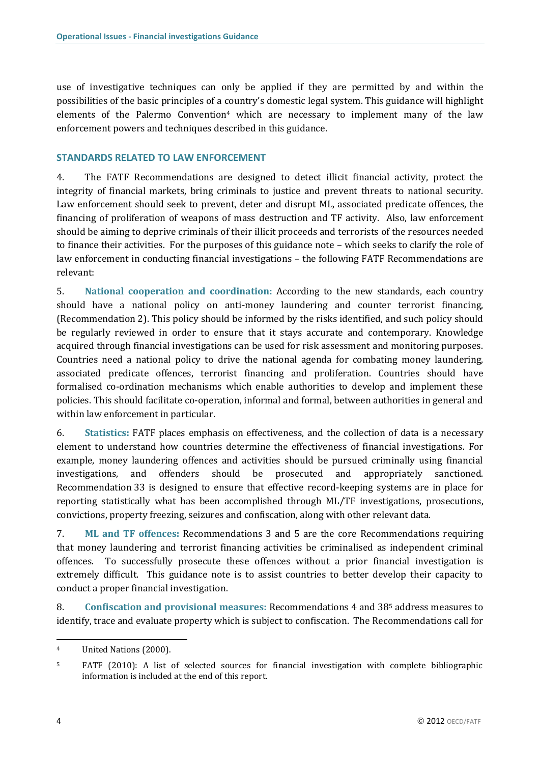use of investigative techniques can only be applied if they are permitted by and within the possibilities of the basic principles of a country's domestic legal system. This guidance will highlight elements of the Palermo Convention[4] which are necessary to implement many of the law enforcement powers and techniques described in this guidance.

## STANDARDS RELATED TO LAW ENFORCEMENT

4. The FATF Recommendations are designed to detect illicit financial activity, protect the integrity of financial markets, bring criminals to justice and prevent threats to national security. Law enforcement should seek to prevent, deter and disrupt ML, associated predicate offences, the financing of proliferation of weapons of mass destruction and TF activity. Also, law enforcement should be aiming to deprive criminals of their illicit proceeds and terrorists of the resources needed to finance their activities. For the purposes of this guidance note – which seeks to clarify the role of law enforcement in conducting financial investigations – the following FATF Recommendations are relevant:

5. **National cooperation and coordination:** According to the new standards, each country should have a national policy on anti-money laundering and counter terrorist financing, (Recommendation 2). This policy should be informed by the risks identified, and such policy should be regularly reviewed in order to ensure that it stays accurate and contemporary. Knowledge acquired through financial investigations can be used for risk assessment and monitoring purposes. Countries need a national policy to drive the national agenda for combating money laundering, associated predicate offences, terrorist financing and proliferation. Countries should have formalised co-ordination mechanisms which enable authorities to develop and implement these policies. This should facilitate co-operation, informal and formal, between authorities in general and within law enforcement in particular.

6. **Statistics:** FATF places emphasis on effectiveness, and the collection of data is a necessary element to understand how countries determine the effectiveness of financial investigations. For example, money laundering offences and activities should be pursued criminally using financial investigations, and offenders should be prosecuted and appropriately sanctioned. Recommendation 33 is designed to ensure that effective record-keeping systems are in place for reporting statistically what has been accomplished through ML/TF investigations, prosecutions, convictions, property freezing, seizures and confiscation, along with other relevant data.

7. **ML and TF offences:** Recommendations 3 and 5 are the core Recommendations requiring that money laundering and terrorist financing activities be criminalised as independent criminal offences. To successfully prosecute these offences without a prior financial investigation is extremely difficult. This guidance note is to assist countries to better develop their capacity to conduct a proper financial investigation.

8. **Confiscation and provisional measures:** Recommendations 4 and 38[5] address measures to identify, trace and evaluate property which is subject to confiscation. The Recommendations call for

---

[4] United Nations (2000).

[5] FATF (2010): A list of selected sources for financial investigation with complete bibliographic information is included at the end of this report.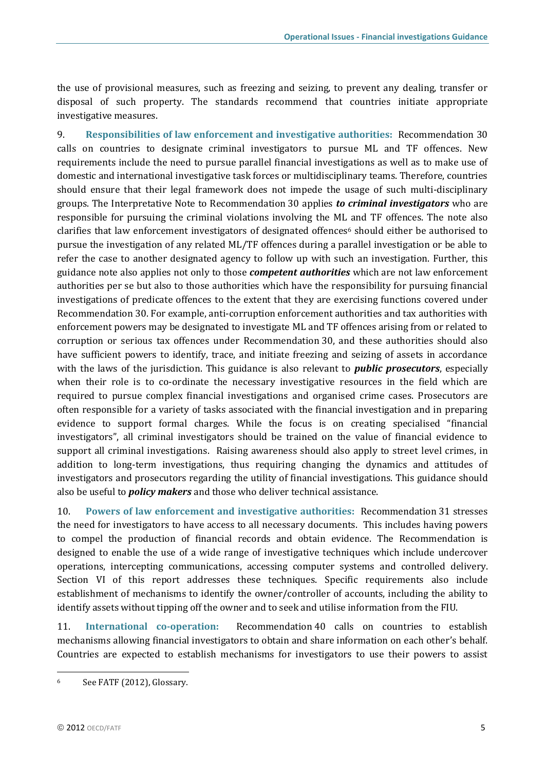the use of provisional measures, such as freezing and seizing, to prevent any dealing, transfer or disposal of such property. The standards recommend that countries initiate appropriate investigative measures.

9. **Responsibilities of law enforcement and investigative authorities:** Recommendation 30 calls on countries to designate criminal investigators to pursue ML and TF offences. New requirements include the need to pursue parallel financial investigations as well as to make use of domestic and international investigative task forces or multidisciplinary teams. Therefore, countries should ensure that their legal framework does not impede the usage of such multi-disciplinary groups. The Interpretative Note to Recommendation 30 applies ***to criminal investigators*** who are responsible for pursuing the criminal violations involving the ML and TF offences. The note also clarifies that law enforcement investigators of designated offences[6] should either be authorised to pursue the investigation of any related ML/TF offences during a parallel investigation or be able to refer the case to another designated agency to follow up with such an investigation. Further, this guidance note also applies not only to those ***competent authorities*** which are not law enforcement authorities per se but also to those authorities which have the responsibility for pursuing financial investigations of predicate offences to the extent that they are exercising functions covered under Recommendation 30. For example, anti-corruption enforcement authorities and tax authorities with enforcement powers may be designated to investigate ML and TF offences arising from or related to corruption or serious tax offences under Recommendation 30, and these authorities should also have sufficient powers to identify, trace, and initiate freezing and seizing of assets in accordance with the laws of the jurisdiction. This guidance is also relevant to ***public prosecutors***, especially when their role is to co-ordinate the necessary investigative resources in the field which are required to pursue complex financial investigations and organised crime cases. Prosecutors are often responsible for a variety of tasks associated with the financial investigation and in preparing evidence to support formal charges. While the focus is on creating specialised "financial investigators", all criminal investigators should be trained on the value of financial evidence to support all criminal investigations. Raising awareness should also apply to street level crimes, in addition to long-term investigations, thus requiring changing the dynamics and attitudes of investigators and prosecutors regarding the utility of financial investigations. This guidance should also be useful to ***policy makers*** and those who deliver technical assistance.

10. **Powers of law enforcement and investigative authorities:** Recommendation 31 stresses the need for investigators to have access to all necessary documents. This includes having powers to compel the production of financial records and obtain evidence. The Recommendation is designed to enable the use of a wide range of investigative techniques which include undercover operations, intercepting communications, accessing computer systems and controlled delivery. Section VI of this report addresses these techniques. Specific requirements also include establishment of mechanisms to identify the owner/controller of accounts, including the ability to identify assets without tipping off the owner and to seek and utilise information from the FIU.

11. **International co-operation:** Recommendation 40 calls on countries to establish mechanisms allowing financial investigators to obtain and share information on each other's behalf. Countries are expected to establish mechanisms for investigators to use their powers to assist

[6] See FATF (2012), Glossary.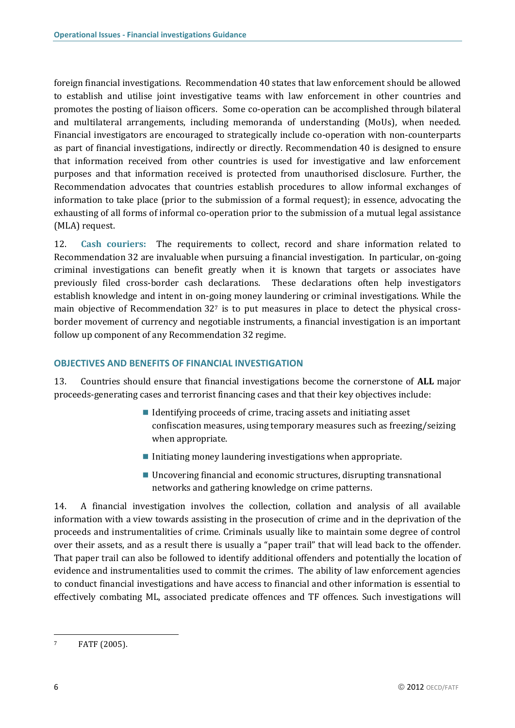foreign financial investigations. Recommendation 40 states that law enforcement should be allowed to establish and utilise joint investigative teams with law enforcement in other countries and promotes the posting of liaison officers. Some co-operation can be accomplished through bilateral and multilateral arrangements, including memoranda of understanding (MoUs), when needed. Financial investigators are encouraged to strategically include co-operation with non-counterparts as part of financial investigations, indirectly or directly. Recommendation 40 is designed to ensure that information received from other countries is used for investigative and law enforcement purposes and that information received is protected from unauthorised disclosure. Further, the Recommendation advocates that countries establish procedures to allow informal exchanges of information to take place (prior to the submission of a formal request); in essence, advocating the exhausting of all forms of informal co-operation prior to the submission of a mutual legal assistance (MLA) request.

12. **Cash couriers:** The requirements to collect, record and share information related to Recommendation 32 are invaluable when pursuing a financial investigation. In particular, on-going criminal investigations can benefit greatly when it is known that targets or associates have previously filed cross-border cash declarations. These declarations often help investigators establish knowledge and intent in on-going money laundering or criminal investigations. While the main objective of Recommendation 32[7] is to put measures in place to detect the physical cross-border movement of currency and negotiable instruments, a financial investigation is an important follow up component of any Recommendation 32 regime.

## OBJECTIVES AND BENEFITS OF FINANCIAL INVESTIGATION

13. Countries should ensure that financial investigations become the cornerstone of **ALL** major proceeds-generating cases and terrorist financing cases and that their key objectives include:

- Identifying proceeds of crime, tracing assets and initiating asset confiscation measures, using temporary measures such as freezing/seizing when appropriate.
- Initiating money laundering investigations when appropriate.
- Uncovering financial and economic structures, disrupting transnational networks and gathering knowledge on crime patterns.

14. A financial investigation involves the collection, collation and analysis of all available information with a view towards assisting in the prosecution of crime and in the deprivation of the proceeds and instrumentalities of crime. Criminals usually like to maintain some degree of control over their assets, and as a result there is usually a "paper trail" that will lead back to the offender. That paper trail can also be followed to identify additional offenders and potentially the location of evidence and instrumentalities used to commit the crimes. The ability of law enforcement agencies to conduct financial investigations and have access to financial and other information is essential to effectively combating ML, associated predicate offences and TF offences. Such investigations will

---

[7] FATF (2005).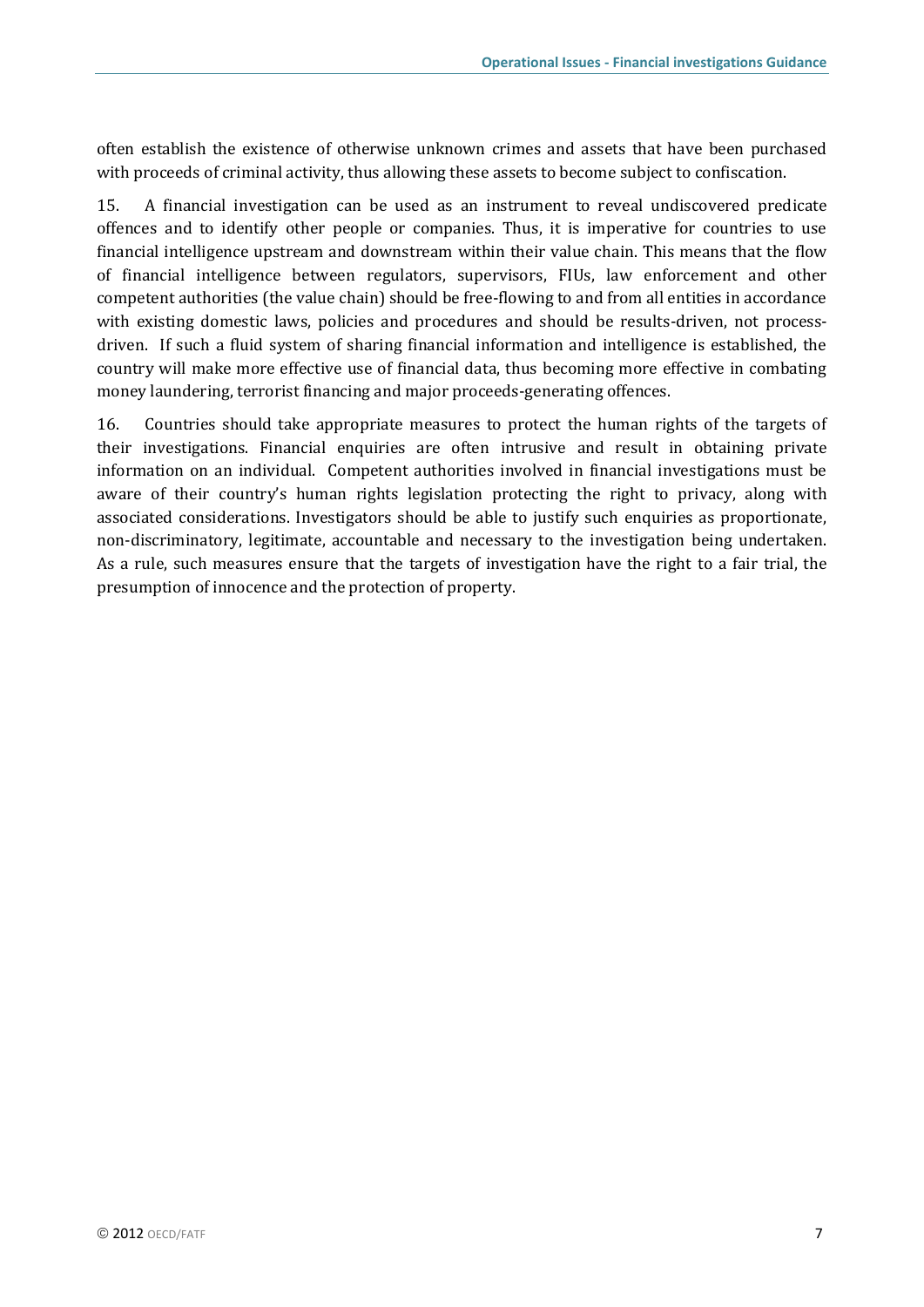often establish the existence of otherwise unknown crimes and assets that have been purchased with proceeds of criminal activity, thus allowing these assets to become subject to confiscation.

15. A financial investigation can be used as an instrument to reveal undiscovered predicate offences and to identify other people or companies. Thus, it is imperative for countries to use financial intelligence upstream and downstream within their value chain. This means that the flow of financial intelligence between regulators, supervisors, FIUs, law enforcement and other competent authorities (the value chain) should be free-flowing to and from all entities in accordance with existing domestic laws, policies and procedures and should be results-driven, not process-driven. If such a fluid system of sharing financial information and intelligence is established, the country will make more effective use of financial data, thus becoming more effective in combating money laundering, terrorist financing and major proceeds-generating offences.

16. Countries should take appropriate measures to protect the human rights of the targets of their investigations. Financial enquiries are often intrusive and result in obtaining private information on an individual. Competent authorities involved in financial investigations must be aware of their country's human rights legislation protecting the right to privacy, along with associated considerations. Investigators should be able to justify such enquiries as proportionate, non-discriminatory, legitimate, accountable and necessary to the investigation being undertaken. As a rule, such measures ensure that the targets of investigation have the right to a fair trial, the presumption of innocence and the protection of property.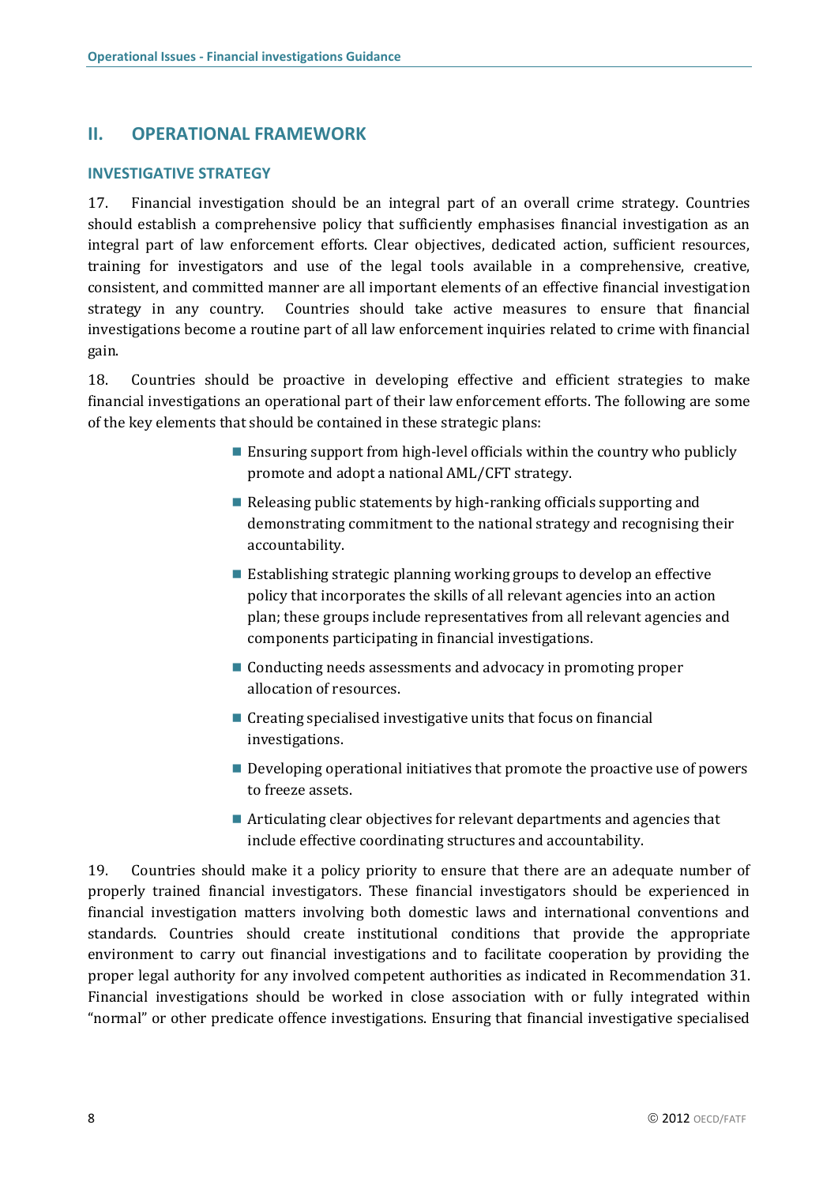## II. OPERATIONAL FRAMEWORK

### INVESTIGATIVE STRATEGY

17. Financial investigation should be an integral part of an overall crime strategy. Countries should establish a comprehensive policy that sufficiently emphasises financial investigation as an integral part of law enforcement efforts. Clear objectives, dedicated action, sufficient resources, training for investigators and use of the legal tools available in a comprehensive, creative, consistent, and committed manner are all important elements of an effective financial investigation strategy in any country. Countries should take active measures to ensure that financial investigations become a routine part of all law enforcement inquiries related to crime with financial gain.

18. Countries should be proactive in developing effective and efficient strategies to make financial investigations an operational part of their law enforcement efforts. The following are some of the key elements that should be contained in these strategic plans:

- Ensuring support from high-level officials within the country who publicly promote and adopt a national AML/CFT strategy.
- Releasing public statements by high-ranking officials supporting and demonstrating commitment to the national strategy and recognising their accountability.
- Establishing strategic planning working groups to develop an effective policy that incorporates the skills of all relevant agencies into an action plan; these groups include representatives from all relevant agencies and components participating in financial investigations.
- Conducting needs assessments and advocacy in promoting proper allocation of resources.
- Creating specialised investigative units that focus on financial investigations.
- Developing operational initiatives that promote the proactive use of powers to freeze assets.
- Articulating clear objectives for relevant departments and agencies that include effective coordinating structures and accountability.

19. Countries should make it a policy priority to ensure that there are an adequate number of properly trained financial investigators. These financial investigators should be experienced in financial investigation matters involving both domestic laws and international conventions and standards. Countries should create institutional conditions that provide the appropriate environment to carry out financial investigations and to facilitate cooperation by providing the proper legal authority for any involved competent authorities as indicated in Recommendation 31. Financial investigations should be worked in close association with or fully integrated within "normal" or other predicate offence investigations. Ensuring that financial investigative specialised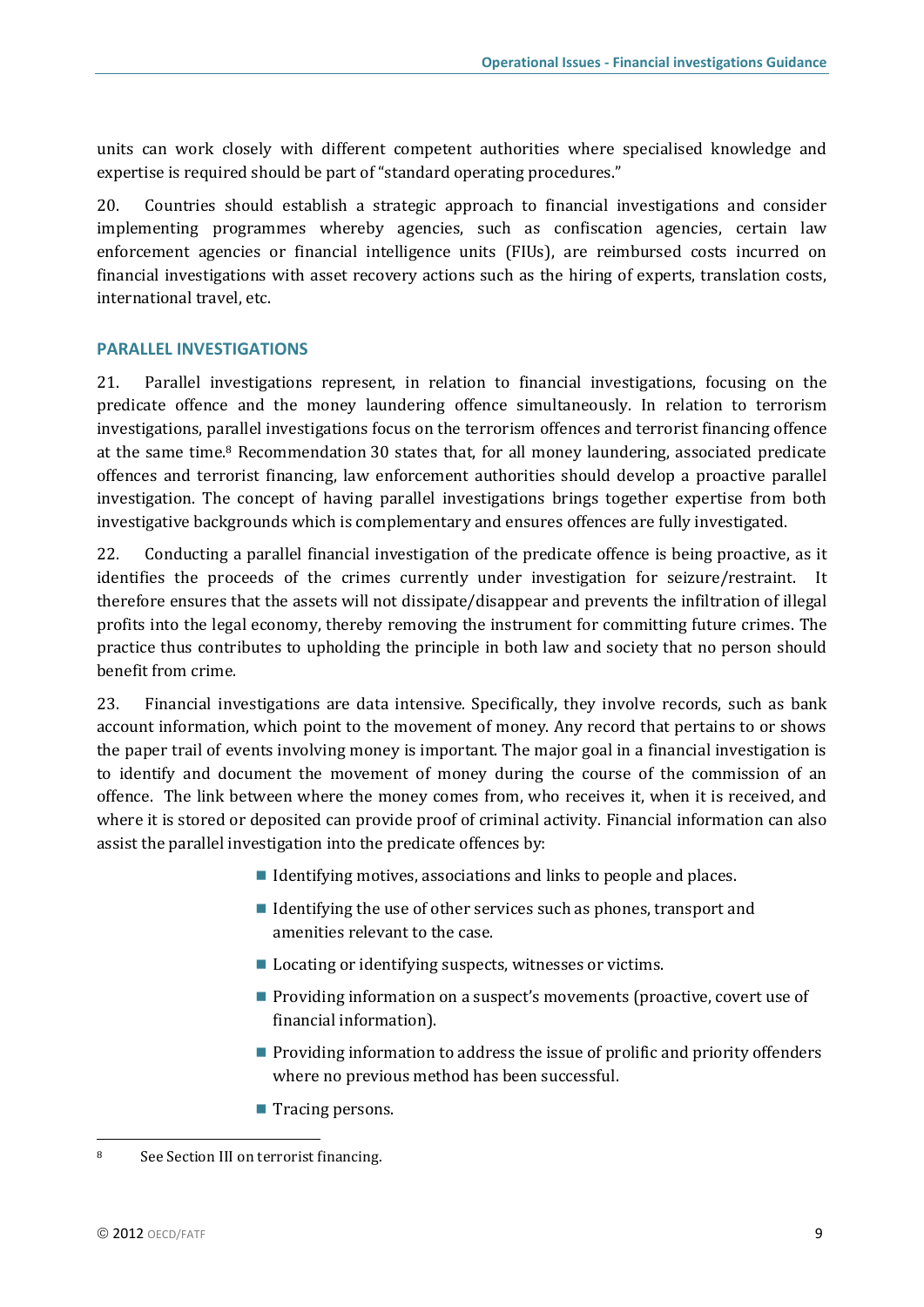units can work closely with different competent authorities where specialised knowledge and expertise is required should be part of "standard operating procedures."

20. Countries should establish a strategic approach to financial investigations and consider implementing programmes whereby agencies, such as confiscation agencies, certain law enforcement agencies or financial intelligence units (FIUs), are reimbursed costs incurred on financial investigations with asset recovery actions such as the hiring of experts, translation costs, international travel, etc.

## PARALLEL INVESTIGATIONS

21. Parallel investigations represent, in relation to financial investigations, focusing on the predicate offence and the money laundering offence simultaneously. In relation to terrorism investigations, parallel investigations focus on the terrorism offences and terrorist financing offence at the same time.[8] Recommendation 30 states that, for all money laundering, associated predicate offences and terrorist financing, law enforcement authorities should develop a proactive parallel investigation. The concept of having parallel investigations brings together expertise from both investigative backgrounds which is complementary and ensures offences are fully investigated.

22. Conducting a parallel financial investigation of the predicate offence is being proactive, as it identifies the proceeds of the crimes currently under investigation for seizure/restraint. It therefore ensures that the assets will not dissipate/disappear and prevents the infiltration of illegal profits into the legal economy, thereby removing the instrument for committing future crimes. The practice thus contributes to upholding the principle in both law and society that no person should benefit from crime.

23. Financial investigations are data intensive. Specifically, they involve records, such as bank account information, which point to the movement of money. Any record that pertains to or shows the paper trail of events involving money is important. The major goal in a financial investigation is to identify and document the movement of money during the course of the commission of an offence. The link between where the money comes from, who receives it, when it is received, and where it is stored or deposited can provide proof of criminal activity. Financial information can also assist the parallel investigation into the predicate offences by:

- Identifying motives, associations and links to people and places.
- Identifying the use of other services such as phones, transport and amenities relevant to the case.
- Locating or identifying suspects, witnesses or victims.
- Providing information on a suspect's movements (proactive, covert use of financial information).
- Providing information to address the issue of prolific and priority offenders where no previous method has been successful.
- Tracing persons.

[8] See Section III on terrorist financing.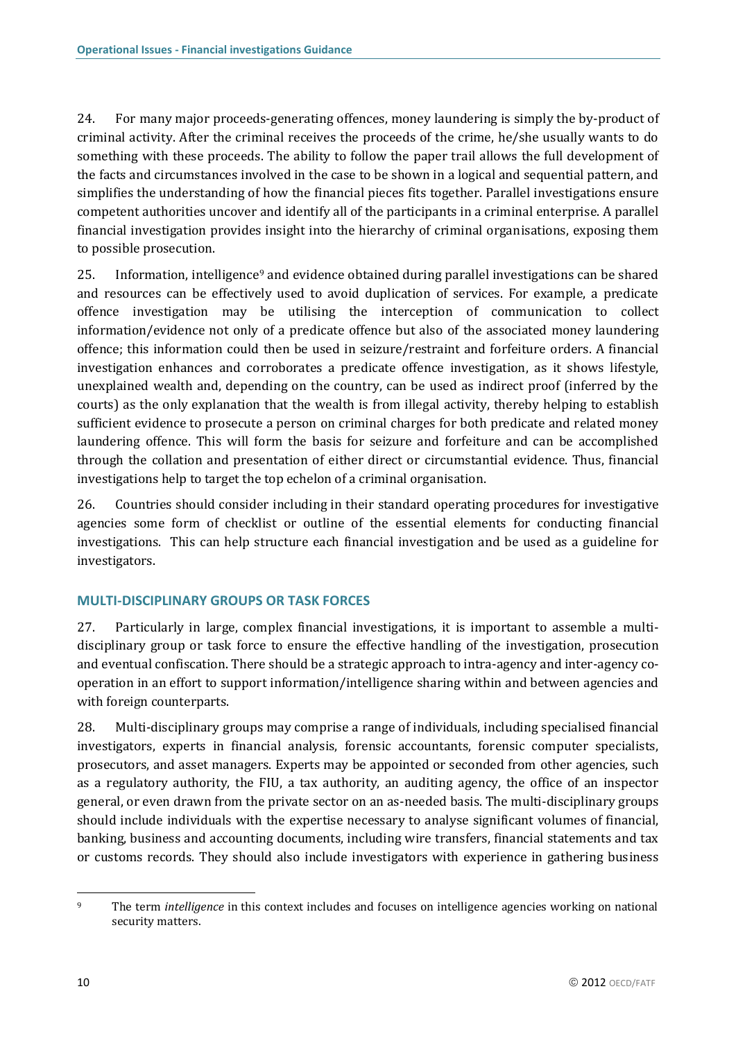24. For many major proceeds-generating offences, money laundering is simply the by-product of criminal activity. After the criminal receives the proceeds of the crime, he/she usually wants to do something with these proceeds. The ability to follow the paper trail allows the full development of the facts and circumstances involved in the case to be shown in a logical and sequential pattern, and simplifies the understanding of how the financial pieces fits together. Parallel investigations ensure competent authorities uncover and identify all of the participants in a criminal enterprise. A parallel financial investigation provides insight into the hierarchy of criminal organisations, exposing them to possible prosecution.

25. Information, intelligence[9] and evidence obtained during parallel investigations can be shared and resources can be effectively used to avoid duplication of services. For example, a predicate offence investigation may be utilising the interception of communication to collect information/evidence not only of a predicate offence but also of the associated money laundering offence; this information could then be used in seizure/restraint and forfeiture orders. A financial investigation enhances and corroborates a predicate offence investigation, as it shows lifestyle, unexplained wealth and, depending on the country, can be used as indirect proof (inferred by the courts) as the only explanation that the wealth is from illegal activity, thereby helping to establish sufficient evidence to prosecute a person on criminal charges for both predicate and related money laundering offence. This will form the basis for seizure and forfeiture and can be accomplished through the collation and presentation of either direct or circumstantial evidence. Thus, financial investigations help to target the top echelon of a criminal organisation.

26. Countries should consider including in their standard operating procedures for investigative agencies some form of checklist or outline of the essential elements for conducting financial investigations. This can help structure each financial investigation and be used as a guideline for investigators.

## MULTI-DISCIPLINARY GROUPS OR TASK FORCES

27. Particularly in large, complex financial investigations, it is important to assemble a multi-disciplinary group or task force to ensure the effective handling of the investigation, prosecution and eventual confiscation. There should be a strategic approach to intra-agency and inter-agency co-operation in an effort to support information/intelligence sharing within and between agencies and with foreign counterparts.

28. Multi-disciplinary groups may comprise a range of individuals, including specialised financial investigators, experts in financial analysis, forensic accountants, forensic computer specialists, prosecutors, and asset managers. Experts may be appointed or seconded from other agencies, such as a regulatory authority, the FIU, a tax authority, an auditing agency, the office of an inspector general, or even drawn from the private sector on an as-needed basis. The multi-disciplinary groups should include individuals with the expertise necessary to analyse significant volumes of financial, banking, business and accounting documents, including wire transfers, financial statements and tax or customs records. They should also include investigators with experience in gathering business

[9] The term *intelligence* in this context includes and focuses on intelligence agencies working on national security matters.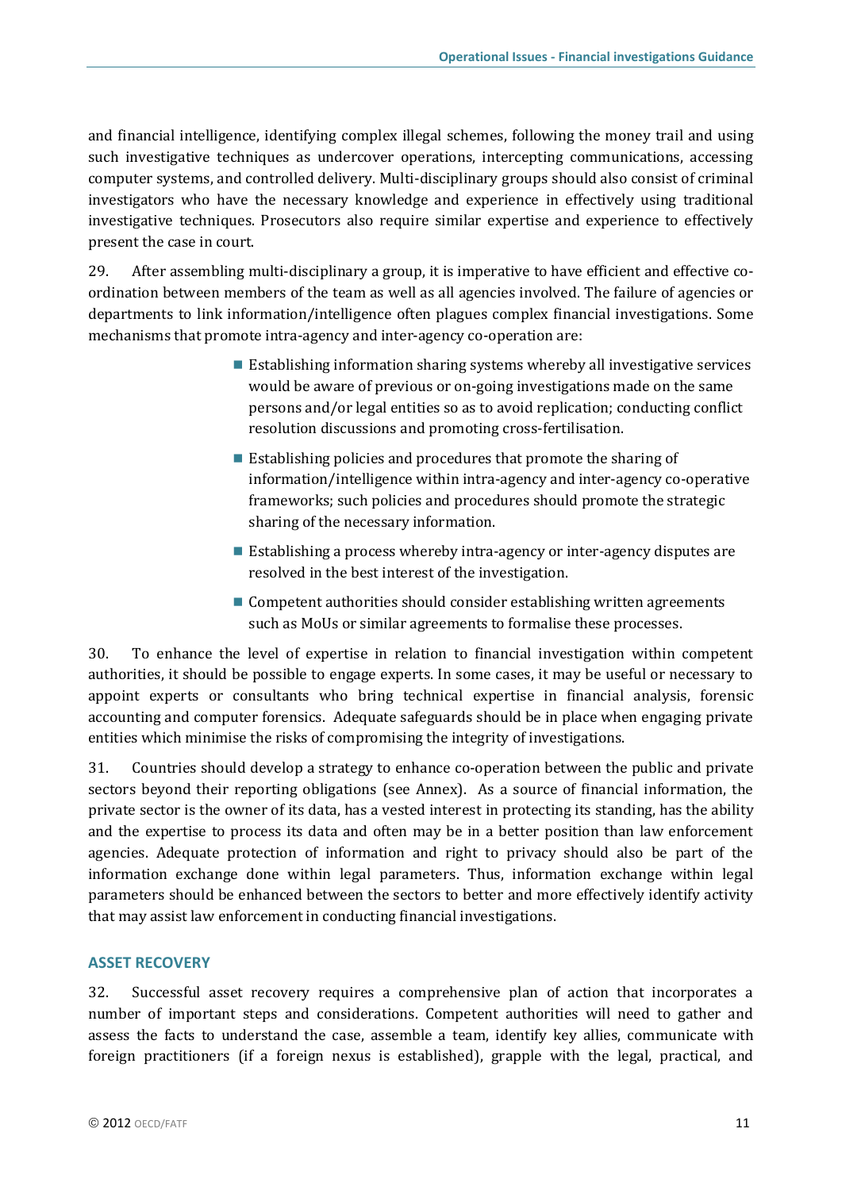and financial intelligence, identifying complex illegal schemes, following the money trail and using such investigative techniques as undercover operations, intercepting communications, accessing computer systems, and controlled delivery. Multi-disciplinary groups should also consist of criminal investigators who have the necessary knowledge and experience in effectively using traditional investigative techniques. Prosecutors also require similar expertise and experience to effectively present the case in court.

29. After assembling multi-disciplinary a group, it is imperative to have efficient and effective co-ordination between members of the team as well as all agencies involved. The failure of agencies or departments to link information/intelligence often plagues complex financial investigations. Some mechanisms that promote intra-agency and inter-agency co-operation are:

- Establishing information sharing systems whereby all investigative services would be aware of previous or on-going investigations made on the same persons and/or legal entities so as to avoid replication; conducting conflict resolution discussions and promoting cross-fertilisation.
- Establishing policies and procedures that promote the sharing of information/intelligence within intra-agency and inter-agency co-operative frameworks; such policies and procedures should promote the strategic sharing of the necessary information.
- Establishing a process whereby intra-agency or inter-agency disputes are resolved in the best interest of the investigation.
- Competent authorities should consider establishing written agreements such as MoUs or similar agreements to formalise these processes.

30. To enhance the level of expertise in relation to financial investigation within competent authorities, it should be possible to engage experts. In some cases, it may be useful or necessary to appoint experts or consultants who bring technical expertise in financial analysis, forensic accounting and computer forensics. Adequate safeguards should be in place when engaging private entities which minimise the risks of compromising the integrity of investigations.

31. Countries should develop a strategy to enhance co-operation between the public and private sectors beyond their reporting obligations (see Annex). As a source of financial information, the private sector is the owner of its data, has a vested interest in protecting its standing, has the ability and the expertise to process its data and often may be in a better position than law enforcement agencies. Adequate protection of information and right to privacy should also be part of the information exchange done within legal parameters. Thus, information exchange within legal parameters should be enhanced between the sectors to better and more effectively identify activity that may assist law enforcement in conducting financial investigations.

## ASSET RECOVERY

32. Successful asset recovery requires a comprehensive plan of action that incorporates a number of important steps and considerations. Competent authorities will need to gather and assess the facts to understand the case, assemble a team, identify key allies, communicate with foreign practitioners (if a foreign nexus is established), grapple with the legal, practical, and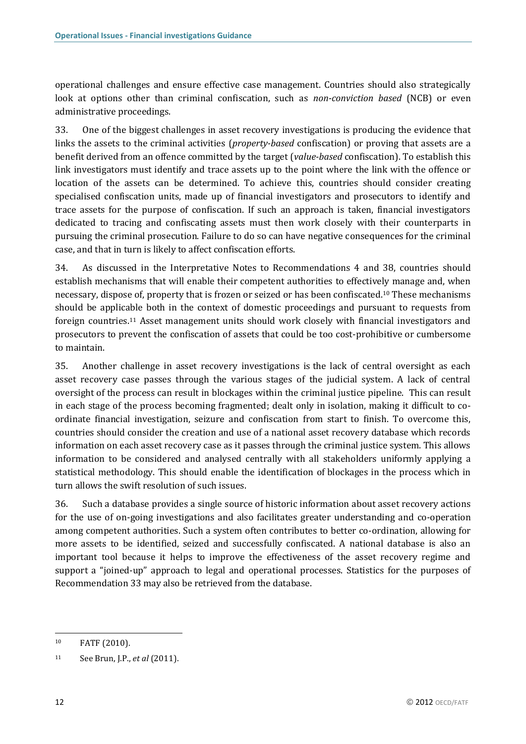operational challenges and ensure effective case management. Countries should also strategically look at options other than criminal confiscation, such as *non-conviction based* (NCB) or even administrative proceedings.

33. One of the biggest challenges in asset recovery investigations is producing the evidence that links the assets to the criminal activities (*property-based* confiscation) or proving that assets are a benefit derived from an offence committed by the target (*value-based* confiscation). To establish this link investigators must identify and trace assets up to the point where the link with the offence or location of the assets can be determined. To achieve this, countries should consider creating specialised confiscation units, made up of financial investigators and prosecutors to identify and trace assets for the purpose of confiscation. If such an approach is taken, financial investigators dedicated to tracing and confiscating assets must then work closely with their counterparts in pursuing the criminal prosecution. Failure to do so can have negative consequences for the criminal case, and that in turn is likely to affect confiscation efforts.

34. As discussed in the Interpretative Notes to Recommendations 4 and 38, countries should establish mechanisms that will enable their competent authorities to effectively manage and, when necessary, dispose of, property that is frozen or seized or has been confiscated.[10] These mechanisms should be applicable both in the context of domestic proceedings and pursuant to requests from foreign countries.[11] Asset management units should work closely with financial investigators and prosecutors to prevent the confiscation of assets that could be too cost-prohibitive or cumbersome to maintain.

35. Another challenge in asset recovery investigations is the lack of central oversight as each asset recovery case passes through the various stages of the judicial system. A lack of central oversight of the process can result in blockages within the criminal justice pipeline. This can result in each stage of the process becoming fragmented; dealt only in isolation, making it difficult to co-ordinate financial investigation, seizure and confiscation from start to finish. To overcome this, countries should consider the creation and use of a national asset recovery database which records information on each asset recovery case as it passes through the criminal justice system. This allows information to be considered and analysed centrally with all stakeholders uniformly applying a statistical methodology. This should enable the identification of blockages in the process which in turn allows the swift resolution of such issues.

36. Such a database provides a single source of historic information about asset recovery actions for the use of on-going investigations and also facilitates greater understanding and co-operation among competent authorities. Such a system often contributes to better co-ordination, allowing for more assets to be identified, seized and successfully confiscated. A national database is also an important tool because it helps to improve the effectiveness of the asset recovery regime and support a "joined-up" approach to legal and operational processes. Statistics for the purposes of Recommendation 33 may also be retrieved from the database.

---

[10] FATF (2010).

[11] See Brun, J.P., *et al* (2011).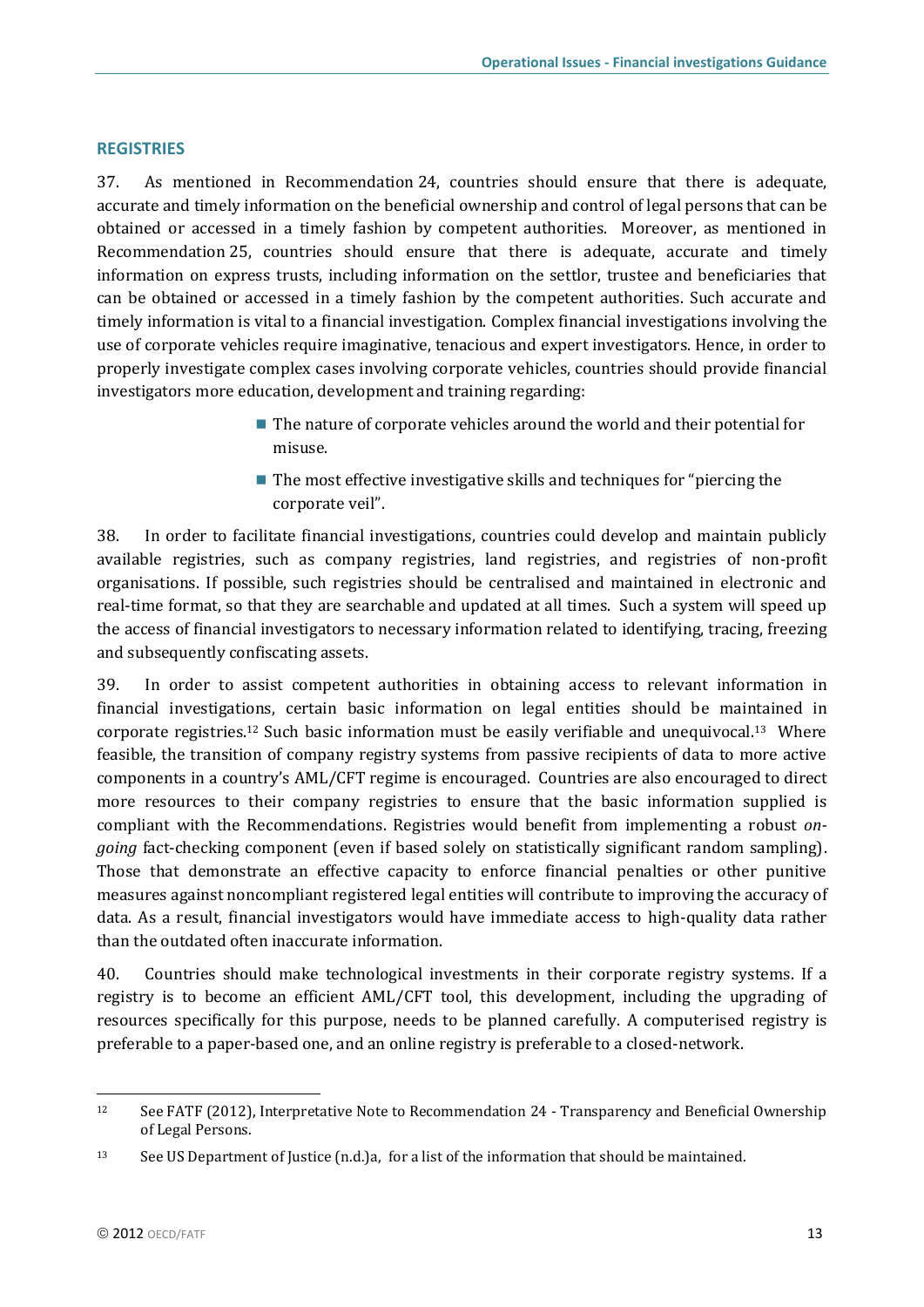## REGISTRIES

37. As mentioned in Recommendation 24, countries should ensure that there is adequate, accurate and timely information on the beneficial ownership and control of legal persons that can be obtained or accessed in a timely fashion by competent authorities. Moreover, as mentioned in Recommendation 25, countries should ensure that there is adequate, accurate and timely information on express trusts, including information on the settlor, trustee and beneficiaries that can be obtained or accessed in a timely fashion by the competent authorities. Such accurate and timely information is vital to a financial investigation. Complex financial investigations involving the use of corporate vehicles require imaginative, tenacious and expert investigators. Hence, in order to properly investigate complex cases involving corporate vehicles, countries should provide financial investigators more education, development and training regarding:

- The nature of corporate vehicles around the world and their potential for misuse.
- The most effective investigative skills and techniques for "piercing the corporate veil".

38. In order to facilitate financial investigations, countries could develop and maintain publicly available registries, such as company registries, land registries, and registries of non-profit organisations. If possible, such registries should be centralised and maintained in electronic and real-time format, so that they are searchable and updated at all times. Such a system will speed up the access of financial investigators to necessary information related to identifying, tracing, freezing and subsequently confiscating assets.

39. In order to assist competent authorities in obtaining access to relevant information in financial investigations, certain basic information on legal entities should be maintained in corporate registries.[12] Such basic information must be easily verifiable and unequivocal.[13] Where feasible, the transition of company registry systems from passive recipients of data to more active components in a country's AML/CFT regime is encouraged. Countries are also encouraged to direct more resources to their company registries to ensure that the basic information supplied is compliant with the Recommendations. Registries would benefit from implementing a robust *on-going* fact-checking component (even if based solely on statistically significant random sampling). Those that demonstrate an effective capacity to enforce financial penalties or other punitive measures against noncompliant registered legal entities will contribute to improving the accuracy of data. As a result, financial investigators would have immediate access to high-quality data rather than the outdated often inaccurate information.

40. Countries should make technological investments in their corporate registry systems. If a registry is to become an efficient AML/CFT tool, this development, including the upgrading of resources specifically for this purpose, needs to be planned carefully. A computerised registry is preferable to a paper-based one, and an online registry is preferable to a closed-network.

---

[12] See FATF (2012), Interpretative Note to Recommendation 24 - Transparency and Beneficial Ownership of Legal Persons.

[13] See US Department of Justice (n.d.)a, for a list of the information that should be maintained.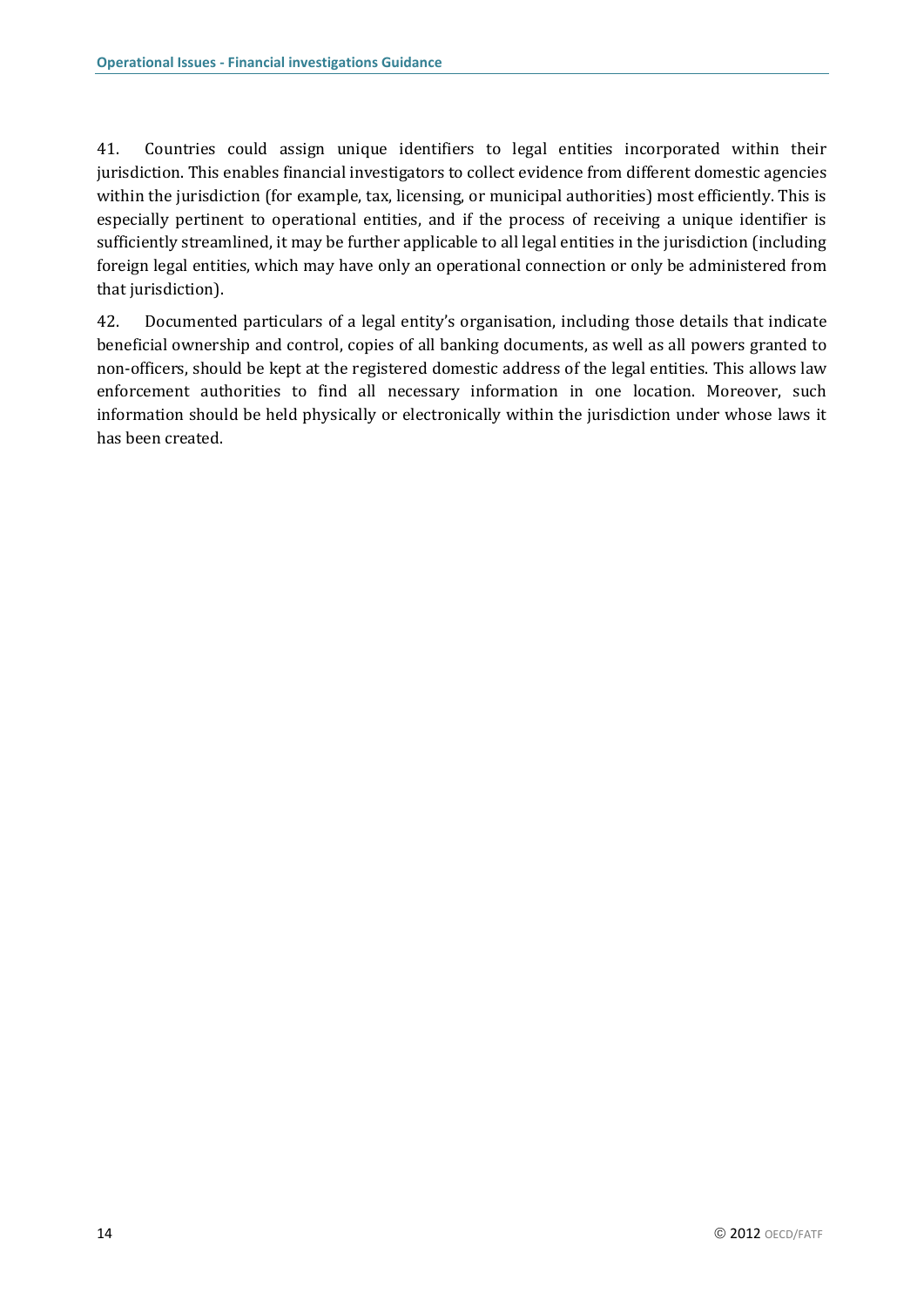41. Countries could assign unique identifiers to legal entities incorporated within their jurisdiction. This enables financial investigators to collect evidence from different domestic agencies within the jurisdiction (for example, tax, licensing, or municipal authorities) most efficiently. This is especially pertinent to operational entities, and if the process of receiving a unique identifier is sufficiently streamlined, it may be further applicable to all legal entities in the jurisdiction (including foreign legal entities, which may have only an operational connection or only be administered from that jurisdiction).

42. Documented particulars of a legal entity's organisation, including those details that indicate beneficial ownership and control, copies of all banking documents, as well as all powers granted to non-officers, should be kept at the registered domestic address of the legal entities. This allows law enforcement authorities to find all necessary information in one location. Moreover, such information should be held physically or electronically within the jurisdiction under whose laws it has been created.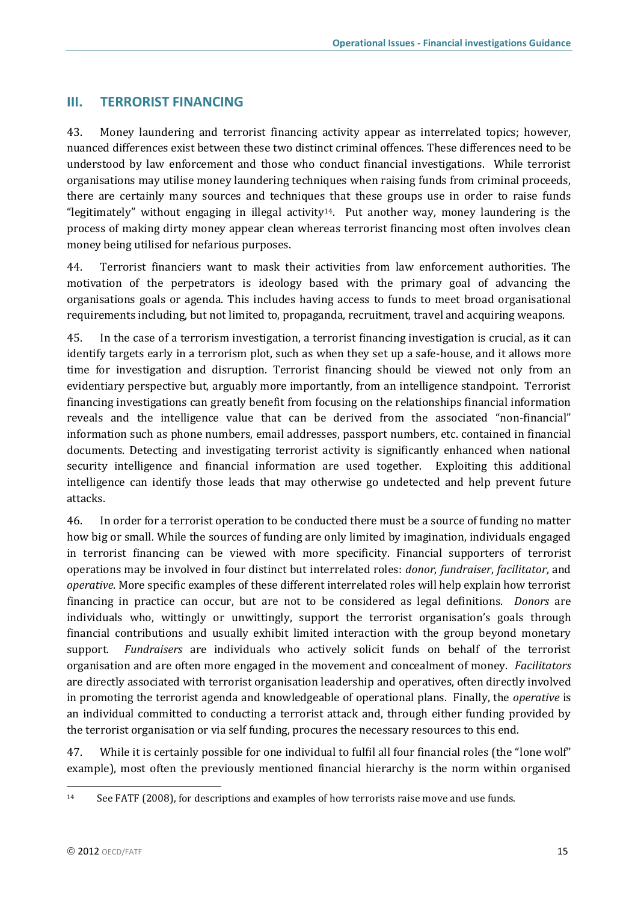## III. TERRORIST FINANCING

43. Money laundering and terrorist financing activity appear as interrelated topics; however, nuanced differences exist between these two distinct criminal offences. These differences need to be understood by law enforcement and those who conduct financial investigations. While terrorist organisations may utilise money laundering techniques when raising funds from criminal proceeds, there are certainly many sources and techniques that these groups use in order to raise funds "legitimately" without engaging in illegal activity[14]. Put another way, money laundering is the process of making dirty money appear clean whereas terrorist financing most often involves clean money being utilised for nefarious purposes.

44. Terrorist financiers want to mask their activities from law enforcement authorities. The motivation of the perpetrators is ideology based with the primary goal of advancing the organisations goals or agenda. This includes having access to funds to meet broad organisational requirements including, but not limited to, propaganda, recruitment, travel and acquiring weapons.

45. In the case of a terrorism investigation, a terrorist financing investigation is crucial, as it can identify targets early in a terrorism plot, such as when they set up a safe-house, and it allows more time for investigation and disruption. Terrorist financing should be viewed not only from an evidentiary perspective but, arguably more importantly, from an intelligence standpoint. Terrorist financing investigations can greatly benefit from focusing on the relationships financial information reveals and the intelligence value that can be derived from the associated "non-financial" information such as phone numbers, email addresses, passport numbers, etc. contained in financial documents. Detecting and investigating terrorist activity is significantly enhanced when national security intelligence and financial information are used together. Exploiting this additional intelligence can identify those leads that may otherwise go undetected and help prevent future attacks.

46. In order for a terrorist operation to be conducted there must be a source of funding no matter how big or small. While the sources of funding are only limited by imagination, individuals engaged in terrorist financing can be viewed with more specificity. Financial supporters of terrorist operations may be involved in four distinct but interrelated roles: *donor*, *fundraiser*, *facilitator*, and *operative*. More specific examples of these different interrelated roles will help explain how terrorist financing in practice can occur, but are not to be considered as legal definitions. *Donors* are individuals who, wittingly or unwittingly, support the terrorist organisation's goals through financial contributions and usually exhibit limited interaction with the group beyond monetary support. *Fundraisers* are individuals who actively solicit funds on behalf of the terrorist organisation and are often more engaged in the movement and concealment of money. *Facilitators* are directly associated with terrorist organisation leadership and operatives, often directly involved in promoting the terrorist agenda and knowledgeable of operational plans. Finally, the *operative* is an individual committed to conducting a terrorist attack and, through either funding provided by the terrorist organisation or via self funding, procures the necessary resources to this end.

47. While it is certainly possible for one individual to fulfil all four financial roles (the "lone wolf" example), most often the previously mentioned financial hierarchy is the norm within organised

---

[14] See FATF (2008), for descriptions and examples of how terrorists raise move and use funds.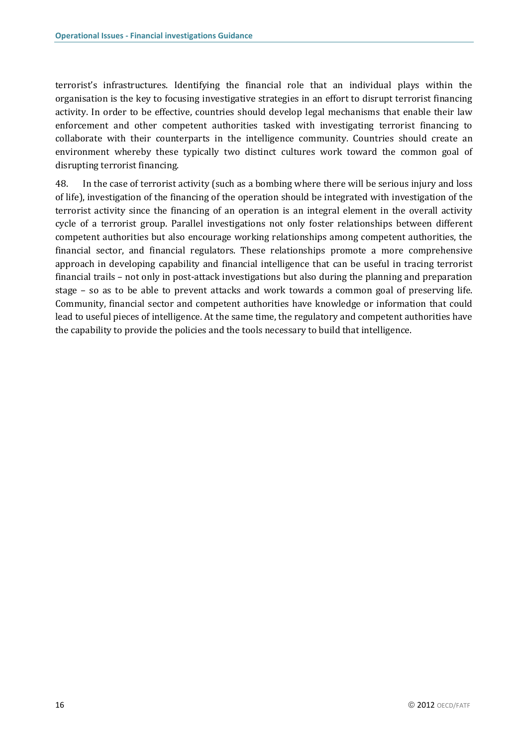terrorist's infrastructures. Identifying the financial role that an individual plays within the organisation is the key to focusing investigative strategies in an effort to disrupt terrorist financing activity. In order to be effective, countries should develop legal mechanisms that enable their law enforcement and other competent authorities tasked with investigating terrorist financing to collaborate with their counterparts in the intelligence community. Countries should create an environment whereby these typically two distinct cultures work toward the common goal of disrupting terrorist financing.

48. In the case of terrorist activity (such as a bombing where there will be serious injury and loss of life), investigation of the financing of the operation should be integrated with investigation of the terrorist activity since the financing of an operation is an integral element in the overall activity cycle of a terrorist group. Parallel investigations not only foster relationships between different competent authorities but also encourage working relationships among competent authorities, the financial sector, and financial regulators. These relationships promote a more comprehensive approach in developing capability and financial intelligence that can be useful in tracing terrorist financial trails – not only in post-attack investigations but also during the planning and preparation stage – so as to be able to prevent attacks and work towards a common goal of preserving life. Community, financial sector and competent authorities have knowledge or information that could lead to useful pieces of intelligence. At the same time, the regulatory and competent authorities have the capability to provide the policies and the tools necessary to build that intelligence.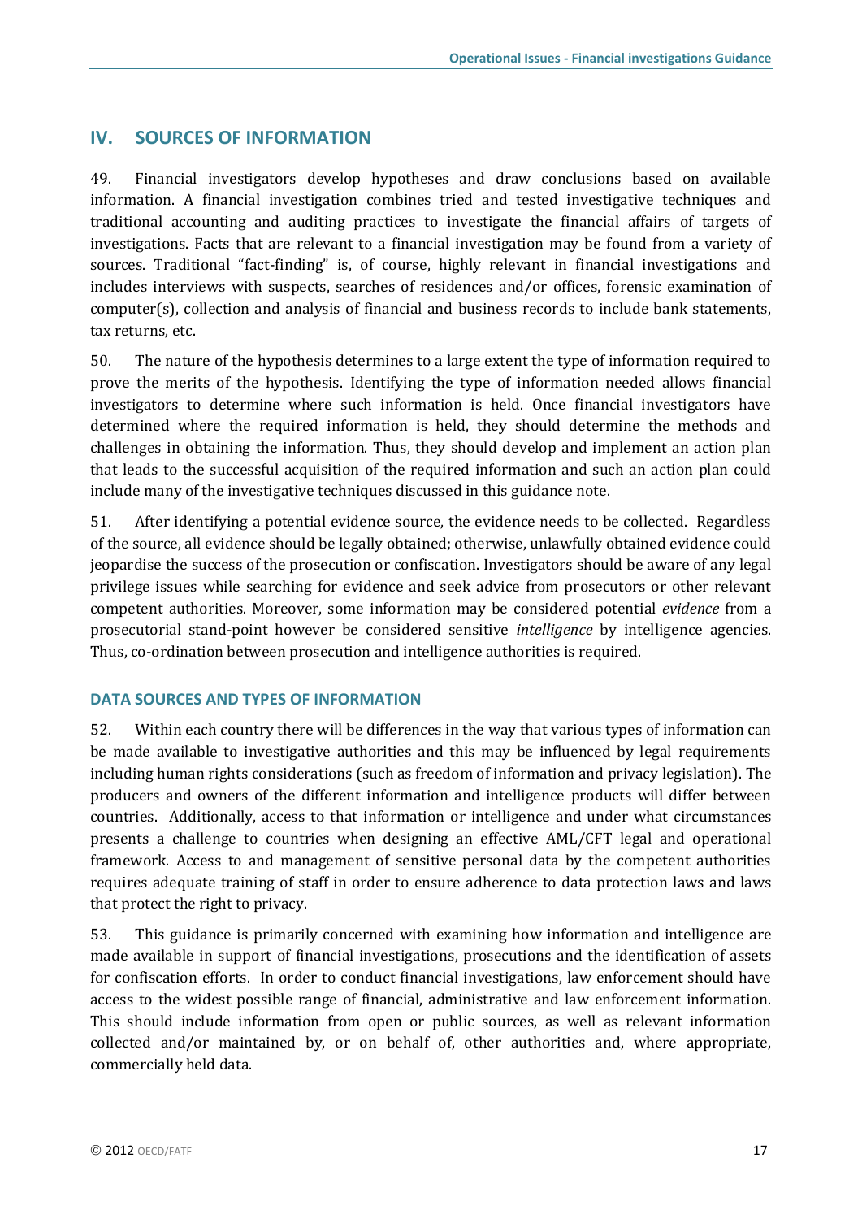## IV. SOURCES OF INFORMATION

49. Financial investigators develop hypotheses and draw conclusions based on available information. A financial investigation combines tried and tested investigative techniques and traditional accounting and auditing practices to investigate the financial affairs of targets of investigations. Facts that are relevant to a financial investigation may be found from a variety of sources. Traditional "fact-finding" is, of course, highly relevant in financial investigations and includes interviews with suspects, searches of residences and/or offices, forensic examination of computer(s), collection and analysis of financial and business records to include bank statements, tax returns, etc.

50. The nature of the hypothesis determines to a large extent the type of information required to prove the merits of the hypothesis. Identifying the type of information needed allows financial investigators to determine where such information is held. Once financial investigators have determined where the required information is held, they should determine the methods and challenges in obtaining the information. Thus, they should develop and implement an action plan that leads to the successful acquisition of the required information and such an action plan could include many of the investigative techniques discussed in this guidance note.

51. After identifying a potential evidence source, the evidence needs to be collected. Regardless of the source, all evidence should be legally obtained; otherwise, unlawfully obtained evidence could jeopardise the success of the prosecution or confiscation. Investigators should be aware of any legal privilege issues while searching for evidence and seek advice from prosecutors or other relevant competent authorities. Moreover, some information may be considered potential *evidence* from a prosecutorial stand-point however be considered sensitive *intelligence* by intelligence agencies. Thus, co-ordination between prosecution and intelligence authorities is required.

### DATA SOURCES AND TYPES OF INFORMATION

52. Within each country there will be differences in the way that various types of information can be made available to investigative authorities and this may be influenced by legal requirements including human rights considerations (such as freedom of information and privacy legislation). The producers and owners of the different information and intelligence products will differ between countries. Additionally, access to that information or intelligence and under what circumstances presents a challenge to countries when designing an effective AML/CFT legal and operational framework. Access to and management of sensitive personal data by the competent authorities requires adequate training of staff in order to ensure adherence to data protection laws and laws that protect the right to privacy.

53. This guidance is primarily concerned with examining how information and intelligence are made available in support of financial investigations, prosecutions and the identification of assets for confiscation efforts. In order to conduct financial investigations, law enforcement should have access to the widest possible range of financial, administrative and law enforcement information. This should include information from open or public sources, as well as relevant information collected and/or maintained by, or on behalf of, other authorities and, where appropriate, commercially held data.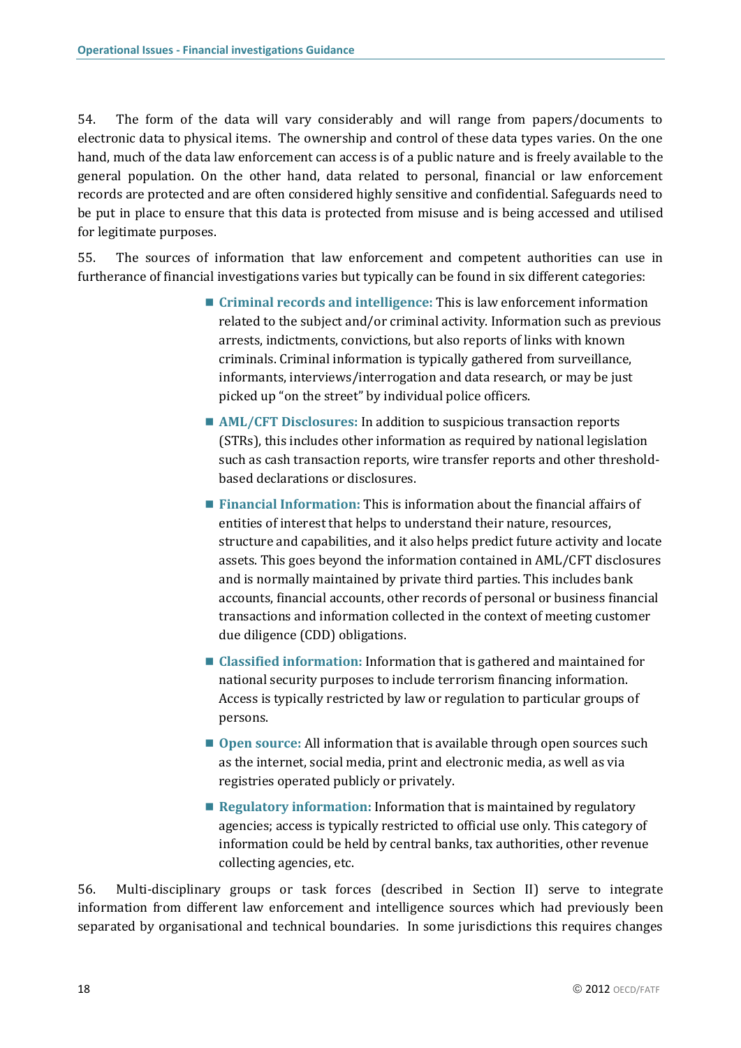54. The form of the data will vary considerably and will range from papers/documents to electronic data to physical items. The ownership and control of these data types varies. On the one hand, much of the data law enforcement can access is of a public nature and is freely available to the general population. On the other hand, data related to personal, financial or law enforcement records are protected and are often considered highly sensitive and confidential. Safeguards need to be put in place to ensure that this data is protected from misuse and is being accessed and utilised for legitimate purposes.

55. The sources of information that law enforcement and competent authorities can use in furtherance of financial investigations varies but typically can be found in six different categories:

- **Criminal records and intelligence:** This is law enforcement information related to the subject and/or criminal activity. Information such as previous arrests, indictments, convictions, but also reports of links with known criminals. Criminal information is typically gathered from surveillance, informants, interviews/interrogation and data research, or may be just picked up "on the street" by individual police officers.
- **AML/CFT Disclosures:** In addition to suspicious transaction reports (STRs), this includes other information as required by national legislation such as cash transaction reports, wire transfer reports and other threshold-based declarations or disclosures.
- **Financial Information:** This is information about the financial affairs of entities of interest that helps to understand their nature, resources, structure and capabilities, and it also helps predict future activity and locate assets. This goes beyond the information contained in AML/CFT disclosures and is normally maintained by private third parties. This includes bank accounts, financial accounts, other records of personal or business financial transactions and information collected in the context of meeting customer due diligence (CDD) obligations.
- **Classified information:** Information that is gathered and maintained for national security purposes to include terrorism financing information. Access is typically restricted by law or regulation to particular groups of persons.
- **Open source:** All information that is available through open sources such as the internet, social media, print and electronic media, as well as via registries operated publicly or privately.
- **Regulatory information:** Information that is maintained by regulatory agencies; access is typically restricted to official use only. This category of information could be held by central banks, tax authorities, other revenue collecting agencies, etc.

56. Multi-disciplinary groups or task forces (described in Section II) serve to integrate information from different law enforcement and intelligence sources which had previously been separated by organisational and technical boundaries. In some jurisdictions this requires changes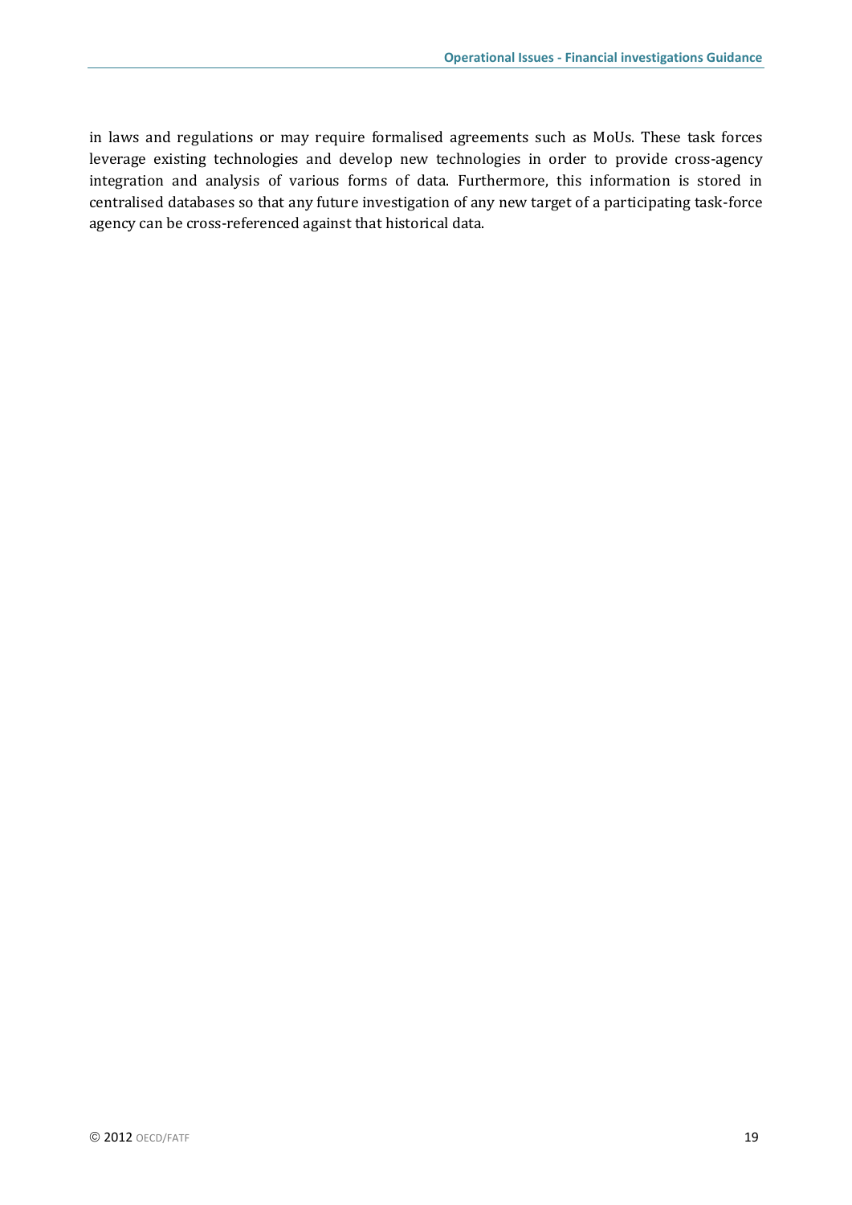in laws and regulations or may require formalised agreements such as MoUs. These task forces leverage existing technologies and develop new technologies in order to provide cross-agency integration and analysis of various forms of data. Furthermore, this information is stored in centralised databases so that any future investigation of any new target of a participating task-force agency can be cross-referenced against that historical data.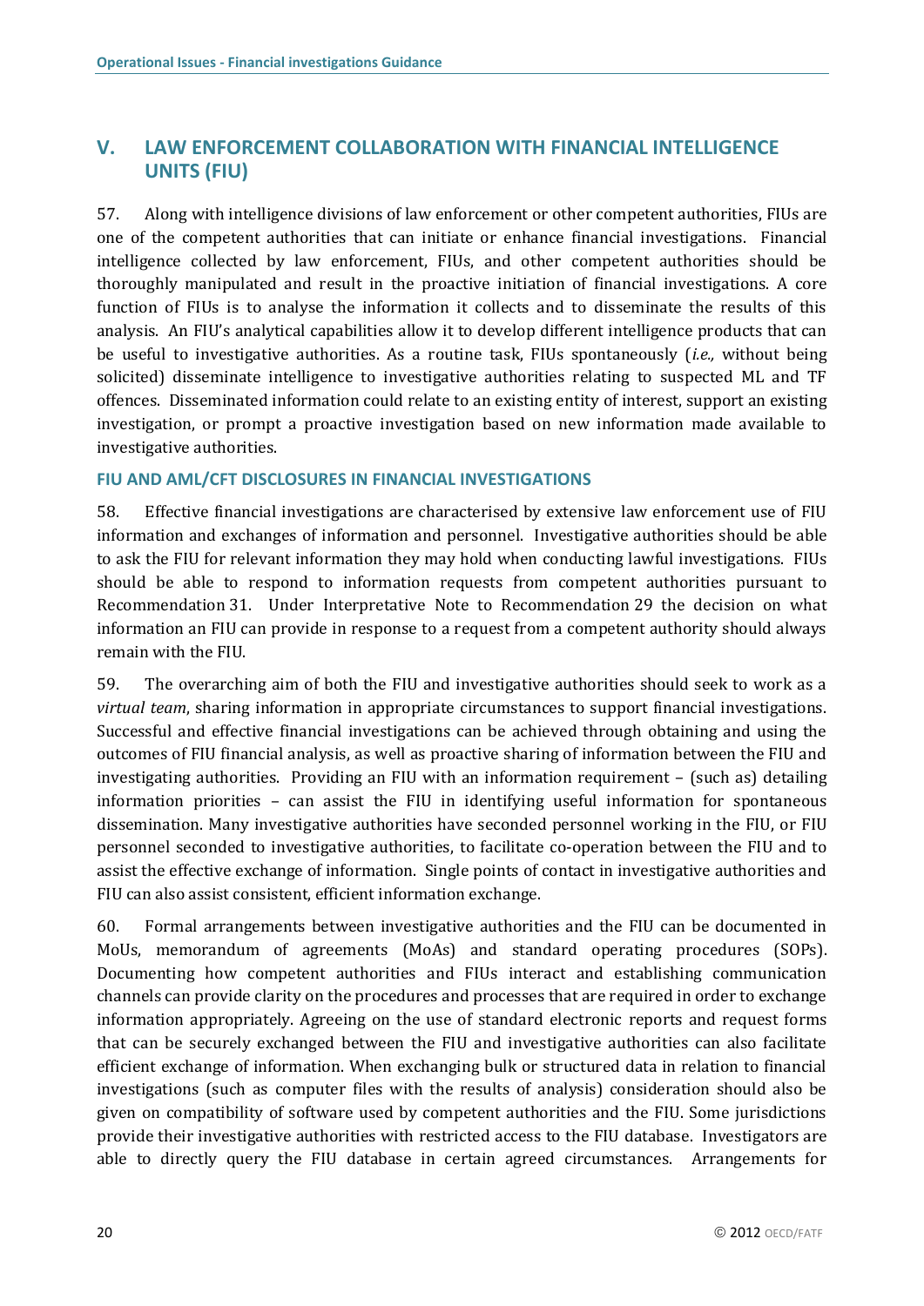## V. LAW ENFORCEMENT COLLABORATION WITH FINANCIAL INTELLIGENCE UNITS (FIU)

57. Along with intelligence divisions of law enforcement or other competent authorities, FIUs are one of the competent authorities that can initiate or enhance financial investigations. Financial intelligence collected by law enforcement, FIUs, and other competent authorities should be thoroughly manipulated and result in the proactive initiation of financial investigations. A core function of FIUs is to analyse the information it collects and to disseminate the results of this analysis. An FIU's analytical capabilities allow it to develop different intelligence products that can be useful to investigative authorities. As a routine task, FIUs spontaneously (*i.e.,* without being solicited) disseminate intelligence to investigative authorities relating to suspected ML and TF offences. Disseminated information could relate to an existing entity of interest, support an existing investigation, or prompt a proactive investigation based on new information made available to investigative authorities.

### FIU AND AML/CFT DISCLOSURES IN FINANCIAL INVESTIGATIONS

58. Effective financial investigations are characterised by extensive law enforcement use of FIU information and exchanges of information and personnel. Investigative authorities should be able to ask the FIU for relevant information they may hold when conducting lawful investigations. FIUs should be able to respond to information requests from competent authorities pursuant to Recommendation 31. Under Interpretative Note to Recommendation 29 the decision on what information an FIU can provide in response to a request from a competent authority should always remain with the FIU.

59. The overarching aim of both the FIU and investigative authorities should seek to work as a *virtual team*, sharing information in appropriate circumstances to support financial investigations. Successful and effective financial investigations can be achieved through obtaining and using the outcomes of FIU financial analysis, as well as proactive sharing of information between the FIU and investigating authorities. Providing an FIU with an information requirement – (such as) detailing information priorities – can assist the FIU in identifying useful information for spontaneous dissemination. Many investigative authorities have seconded personnel working in the FIU, or FIU personnel seconded to investigative authorities, to facilitate co-operation between the FIU and to assist the effective exchange of information. Single points of contact in investigative authorities and FIU can also assist consistent, efficient information exchange.

60. Formal arrangements between investigative authorities and the FIU can be documented in MoUs, memorandum of agreements (MoAs) and standard operating procedures (SOPs). Documenting how competent authorities and FIUs interact and establishing communication channels can provide clarity on the procedures and processes that are required in order to exchange information appropriately. Agreeing on the use of standard electronic reports and request forms that can be securely exchanged between the FIU and investigative authorities can also facilitate efficient exchange of information. When exchanging bulk or structured data in relation to financial investigations (such as computer files with the results of analysis) consideration should also be given on compatibility of software used by competent authorities and the FIU. Some jurisdictions provide their investigative authorities with restricted access to the FIU database. Investigators are able to directly query the FIU database in certain agreed circumstances. Arrangements for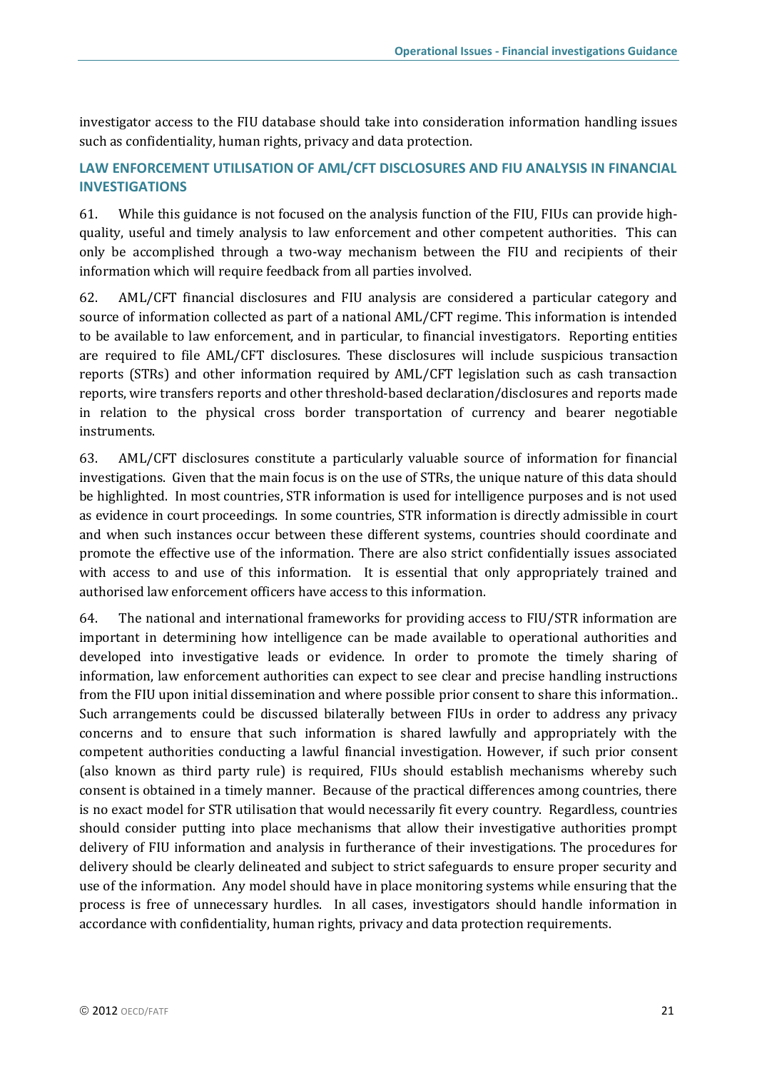investigator access to the FIU database should take into consideration information handling issues such as confidentiality, human rights, privacy and data protection.

## LAW ENFORCEMENT UTILISATION OF AML/CFT DISCLOSURES AND FIU ANALYSIS IN FINANCIAL INVESTIGATIONS

61. While this guidance is not focused on the analysis function of the FIU, FIUs can provide high-quality, useful and timely analysis to law enforcement and other competent authorities. This can only be accomplished through a two-way mechanism between the FIU and recipients of their information which will require feedback from all parties involved.

62. AML/CFT financial disclosures and FIU analysis are considered a particular category and source of information collected as part of a national AML/CFT regime. This information is intended to be available to law enforcement, and in particular, to financial investigators. Reporting entities are required to file AML/CFT disclosures. These disclosures will include suspicious transaction reports (STRs) and other information required by AML/CFT legislation such as cash transaction reports, wire transfers reports and other threshold-based declaration/disclosures and reports made in relation to the physical cross border transportation of currency and bearer negotiable instruments.

63. AML/CFT disclosures constitute a particularly valuable source of information for financial investigations. Given that the main focus is on the use of STRs, the unique nature of this data should be highlighted. In most countries, STR information is used for intelligence purposes and is not used as evidence in court proceedings. In some countries, STR information is directly admissible in court and when such instances occur between these different systems, countries should coordinate and promote the effective use of the information. There are also strict confidentially issues associated with access to and use of this information. It is essential that only appropriately trained and authorised law enforcement officers have access to this information.

64. The national and international frameworks for providing access to FIU/STR information are important in determining how intelligence can be made available to operational authorities and developed into investigative leads or evidence. In order to promote the timely sharing of information, law enforcement authorities can expect to see clear and precise handling instructions from the FIU upon initial dissemination and where possible prior consent to share this information.. Such arrangements could be discussed bilaterally between FIUs in order to address any privacy concerns and to ensure that such information is shared lawfully and appropriately with the competent authorities conducting a lawful financial investigation. However, if such prior consent (also known as third party rule) is required, FIUs should establish mechanisms whereby such consent is obtained in a timely manner. Because of the practical differences among countries, there is no exact model for STR utilisation that would necessarily fit every country. Regardless, countries should consider putting into place mechanisms that allow their investigative authorities prompt delivery of FIU information and analysis in furtherance of their investigations. The procedures for delivery should be clearly delineated and subject to strict safeguards to ensure proper security and use of the information. Any model should have in place monitoring systems while ensuring that the process is free of unnecessary hurdles. In all cases, investigators should handle information in accordance with confidentiality, human rights, privacy and data protection requirements.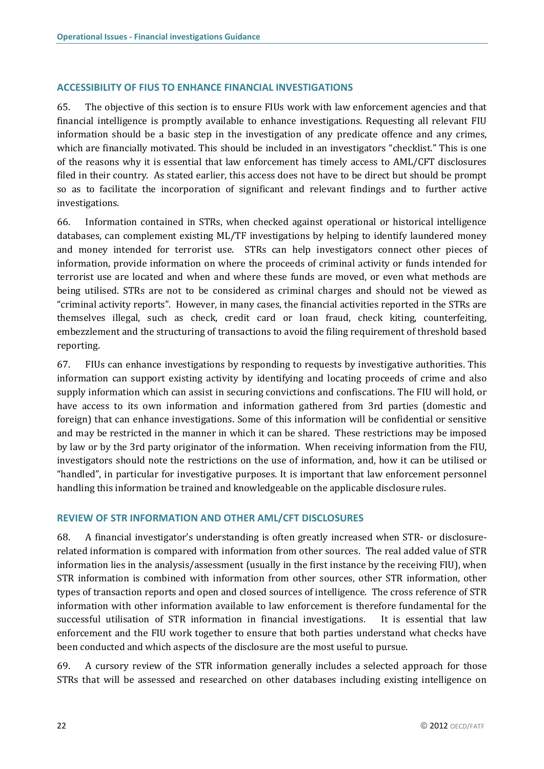## ACCESSIBILITY OF FIUS TO ENHANCE FINANCIAL INVESTIGATIONS

65. The objective of this section is to ensure FIUs work with law enforcement agencies and that financial intelligence is promptly available to enhance investigations. Requesting all relevant FIU information should be a basic step in the investigation of any predicate offence and any crimes, which are financially motivated. This should be included in an investigators "checklist." This is one of the reasons why it is essential that law enforcement has timely access to AML/CFT disclosures filed in their country. As stated earlier, this access does not have to be direct but should be prompt so as to facilitate the incorporation of significant and relevant findings and to further active investigations.

66. Information contained in STRs, when checked against operational or historical intelligence databases, can complement existing ML/TF investigations by helping to identify laundered money and money intended for terrorist use. STRs can help investigators connect other pieces of information, provide information on where the proceeds of criminal activity or funds intended for terrorist use are located and when and where these funds are moved, or even what methods are being utilised. STRs are not to be considered as criminal charges and should not be viewed as "criminal activity reports". However, in many cases, the financial activities reported in the STRs are themselves illegal, such as check, credit card or loan fraud, check kiting, counterfeiting, embezzlement and the structuring of transactions to avoid the filing requirement of threshold based reporting.

67. FIUs can enhance investigations by responding to requests by investigative authorities. This information can support existing activity by identifying and locating proceeds of crime and also supply information which can assist in securing convictions and confiscations. The FIU will hold, or have access to its own information and information gathered from 3rd parties (domestic and foreign) that can enhance investigations. Some of this information will be confidential or sensitive and may be restricted in the manner in which it can be shared. These restrictions may be imposed by law or by the 3rd party originator of the information. When receiving information from the FIU, investigators should note the restrictions on the use of information, and, how it can be utilised or "handled", in particular for investigative purposes. It is important that law enforcement personnel handling this information be trained and knowledgeable on the applicable disclosure rules.

## REVIEW OF STR INFORMATION AND OTHER AML/CFT DISCLOSURES

68. A financial investigator's understanding is often greatly increased when STR- or disclosure-related information is compared with information from other sources. The real added value of STR information lies in the analysis/assessment (usually in the first instance by the receiving FIU), when STR information is combined with information from other sources, other STR information, other types of transaction reports and open and closed sources of intelligence. The cross reference of STR information with other information available to law enforcement is therefore fundamental for the successful utilisation of STR information in financial investigations. It is essential that law enforcement and the FIU work together to ensure that both parties understand what checks have been conducted and which aspects of the disclosure are the most useful to pursue.

69. A cursory review of the STR information generally includes a selected approach for those STRs that will be assessed and researched on other databases including existing intelligence on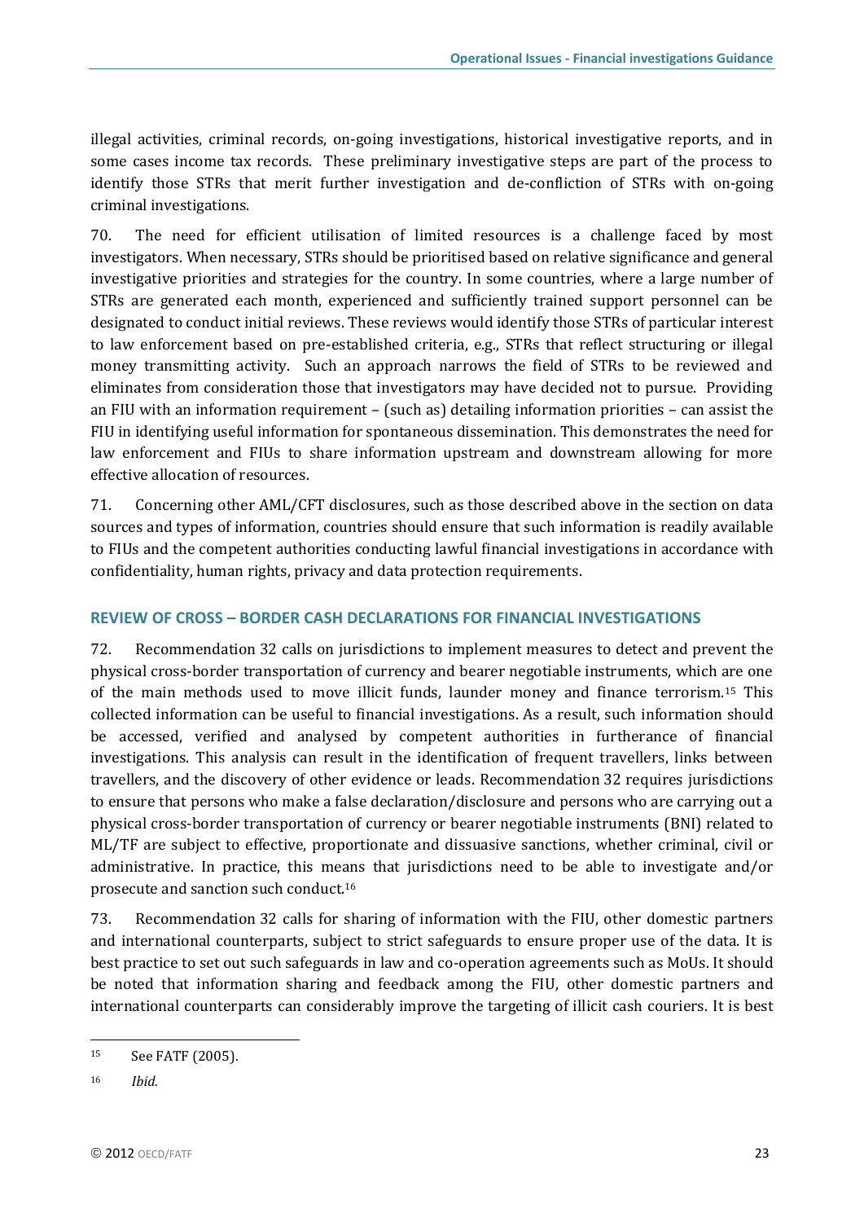illegal activities, criminal records, on-going investigations, historical investigative reports, and in some cases income tax records. These preliminary investigative steps are part of the process to identify those STRs that merit further investigation and de-confliction of STRs with on-going criminal investigations.

70. The need for efficient utilisation of limited resources is a challenge faced by most investigators. When necessary, STRs should be prioritised based on relative significance and general investigative priorities and strategies for the country. In some countries, where a large number of STRs are generated each month, experienced and sufficiently trained support personnel can be designated to conduct initial reviews. These reviews would identify those STRs of particular interest to law enforcement based on pre-established criteria, e.g., STRs that reflect structuring or illegal money transmitting activity. Such an approach narrows the field of STRs to be reviewed and eliminates from consideration those that investigators may have decided not to pursue. Providing an FIU with an information requirement – (such as) detailing information priorities – can assist the FIU in identifying useful information for spontaneous dissemination. This demonstrates the need for law enforcement and FIUs to share information upstream and downstream allowing for more effective allocation of resources.

71. Concerning other AML/CFT disclosures, such as those described above in the section on data sources and types of information, countries should ensure that such information is readily available to FIUs and the competent authorities conducting lawful financial investigations in accordance with confidentiality, human rights, privacy and data protection requirements.

## REVIEW OF CROSS – BORDER CASH DECLARATIONS FOR FINANCIAL INVESTIGATIONS

72. Recommendation 32 calls on jurisdictions to implement measures to detect and prevent the physical cross-border transportation of currency and bearer negotiable instruments, which are one of the main methods used to move illicit funds, launder money and finance terrorism.[15] This collected information can be useful to financial investigations. As a result, such information should be accessed, verified and analysed by competent authorities in furtherance of financial investigations. This analysis can result in the identification of frequent travellers, links between travellers, and the discovery of other evidence or leads. Recommendation 32 requires jurisdictions to ensure that persons who make a false declaration/disclosure and persons who are carrying out a physical cross-border transportation of currency or bearer negotiable instruments (BNI) related to ML/TF are subject to effective, proportionate and dissuasive sanctions, whether criminal, civil or administrative. In practice, this means that jurisdictions need to be able to investigate and/or prosecute and sanction such conduct.[16]

73. Recommendation 32 calls for sharing of information with the FIU, other domestic partners and international counterparts, subject to strict safeguards to ensure proper use of the data. It is best practice to set out such safeguards in law and co-operation agreements such as MoUs. It should be noted that information sharing and feedback among the FIU, other domestic partners and international counterparts can considerably improve the targeting of illicit cash couriers. It is best

---

[15] See FATF (2005).

[16] *Ibid.*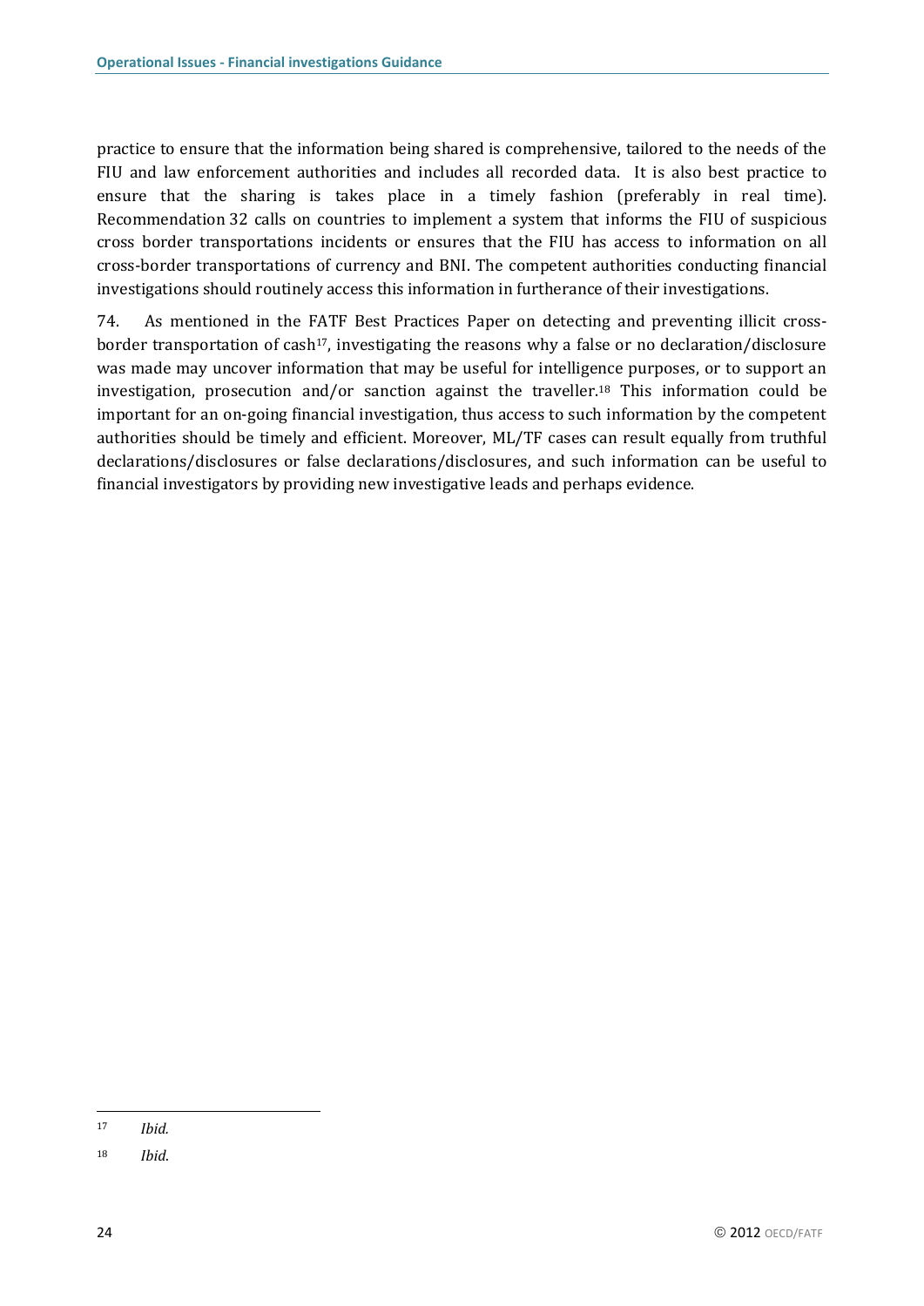practice to ensure that the information being shared is comprehensive, tailored to the needs of the FIU and law enforcement authorities and includes all recorded data. It is also best practice to ensure that the sharing is takes place in a timely fashion (preferably in real time). Recommendation 32 calls on countries to implement a system that informs the FIU of suspicious cross border transportations incidents or ensures that the FIU has access to information on all cross-border transportations of currency and BNI. The competent authorities conducting financial investigations should routinely access this information in furtherance of their investigations.

74. As mentioned in the FATF Best Practices Paper on detecting and preventing illicit cross-border transportation of cash[17], investigating the reasons why a false or no declaration/disclosure was made may uncover information that may be useful for intelligence purposes, or to support an investigation, prosecution and/or sanction against the traveller.[18] This information could be important for an on-going financial investigation, thus access to such information by the competent authorities should be timely and efficient. Moreover, ML/TF cases can result equally from truthful declarations/disclosures or false declarations/disclosures, and such information can be useful to financial investigators by providing new investigative leads and perhaps evidence.

---

[17] *Ibid.*

[18] *Ibid.*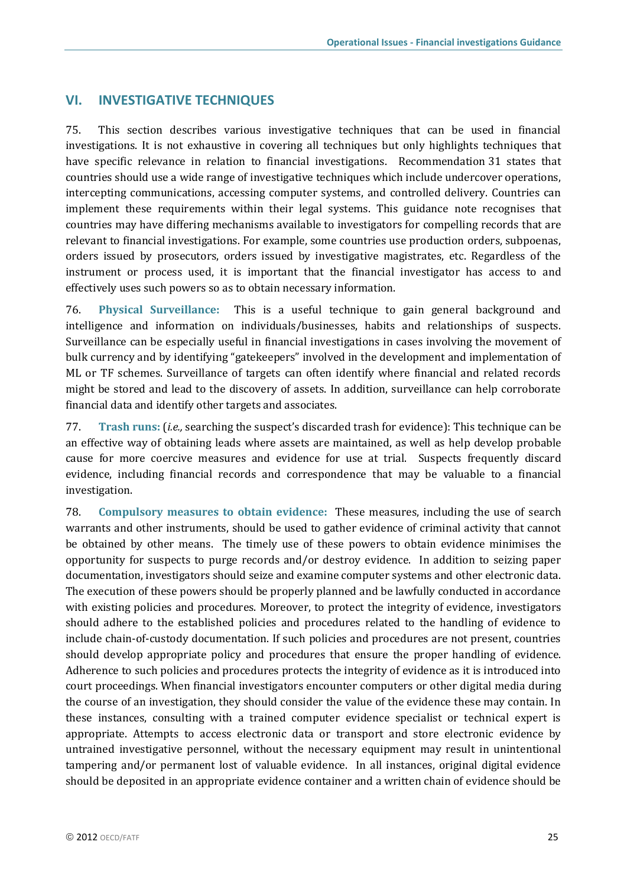## VI. INVESTIGATIVE TECHNIQUES

75. This section describes various investigative techniques that can be used in financial investigations. It is not exhaustive in covering all techniques but only highlights techniques that have specific relevance in relation to financial investigations. Recommendation 31 states that countries should use a wide range of investigative techniques which include undercover operations, intercepting communications, accessing computer systems, and controlled delivery. Countries can implement these requirements within their legal systems. This guidance note recognises that countries may have differing mechanisms available to investigators for compelling records that are relevant to financial investigations. For example, some countries use production orders, subpoenas, orders issued by prosecutors, orders issued by investigative magistrates, etc. Regardless of the instrument or process used, it is important that the financial investigator has access to and effectively uses such powers so as to obtain necessary information.

76. **Physical Surveillance:** This is a useful technique to gain general background and intelligence and information on individuals/businesses, habits and relationships of suspects. Surveillance can be especially useful in financial investigations in cases involving the movement of bulk currency and by identifying "gatekeepers" involved in the development and implementation of ML or TF schemes. Surveillance of targets can often identify where financial and related records might be stored and lead to the discovery of assets. In addition, surveillance can help corroborate financial data and identify other targets and associates.

77. **Trash runs:** (*i.e.,* searching the suspect's discarded trash for evidence): This technique can be an effective way of obtaining leads where assets are maintained, as well as help develop probable cause for more coercive measures and evidence for use at trial. Suspects frequently discard evidence, including financial records and correspondence that may be valuable to a financial investigation.

78. **Compulsory measures to obtain evidence:** These measures, including the use of search warrants and other instruments, should be used to gather evidence of criminal activity that cannot be obtained by other means. The timely use of these powers to obtain evidence minimises the opportunity for suspects to purge records and/or destroy evidence. In addition to seizing paper documentation, investigators should seize and examine computer systems and other electronic data. The execution of these powers should be properly planned and be lawfully conducted in accordance with existing policies and procedures. Moreover, to protect the integrity of evidence, investigators should adhere to the established policies and procedures related to the handling of evidence to include chain-of-custody documentation. If such policies and procedures are not present, countries should develop appropriate policy and procedures that ensure the proper handling of evidence. Adherence to such policies and procedures protects the integrity of evidence as it is introduced into court proceedings. When financial investigators encounter computers or other digital media during the course of an investigation, they should consider the value of the evidence these may contain. In these instances, consulting with a trained computer evidence specialist or technical expert is appropriate. Attempts to access electronic data or transport and store electronic evidence by untrained investigative personnel, without the necessary equipment may result in unintentional tampering and/or permanent lost of valuable evidence. In all instances, original digital evidence should be deposited in an appropriate evidence container and a written chain of evidence should be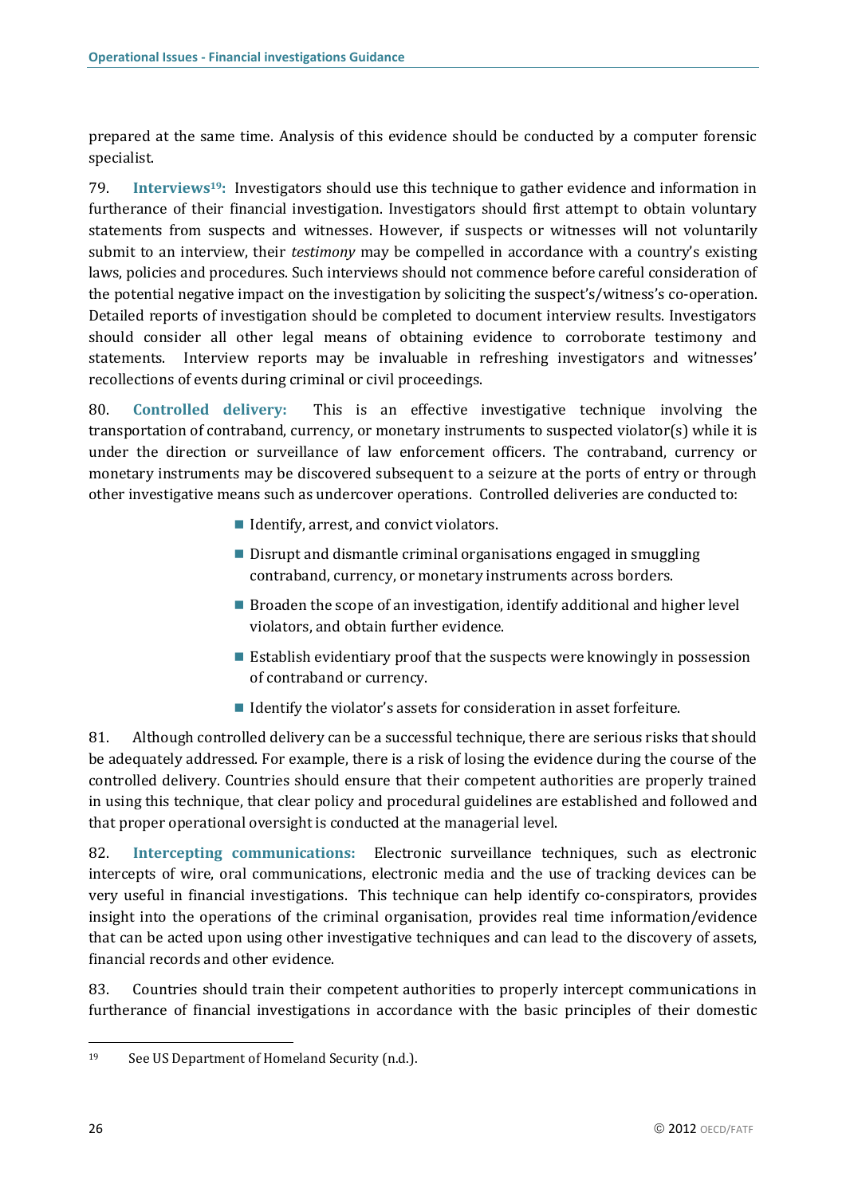prepared at the same time. Analysis of this evidence should be conducted by a computer forensic specialist.

79. **Interviews**[19]**:** Investigators should use this technique to gather evidence and information in furtherance of their financial investigation. Investigators should first attempt to obtain voluntary statements from suspects and witnesses. However, if suspects or witnesses will not voluntarily submit to an interview, their *testimony* may be compelled in accordance with a country's existing laws, policies and procedures. Such interviews should not commence before careful consideration of the potential negative impact on the investigation by soliciting the suspect's/witness's co-operation. Detailed reports of investigation should be completed to document interview results. Investigators should consider all other legal means of obtaining evidence to corroborate testimony and statements. Interview reports may be invaluable in refreshing investigators and witnesses' recollections of events during criminal or civil proceedings.

80. **Controlled delivery:** This is an effective investigative technique involving the transportation of contraband, currency, or monetary instruments to suspected violator(s) while it is under the direction or surveillance of law enforcement officers. The contraband, currency or monetary instruments may be discovered subsequent to a seizure at the ports of entry or through other investigative means such as undercover operations. Controlled deliveries are conducted to:

- Identify, arrest, and convict violators.
- Disrupt and dismantle criminal organisations engaged in smuggling contraband, currency, or monetary instruments across borders.
- Broaden the scope of an investigation, identify additional and higher level violators, and obtain further evidence.
- Establish evidentiary proof that the suspects were knowingly in possession of contraband or currency.
- Identify the violator's assets for consideration in asset forfeiture.

81. Although controlled delivery can be a successful technique, there are serious risks that should be adequately addressed. For example, there is a risk of losing the evidence during the course of the controlled delivery. Countries should ensure that their competent authorities are properly trained in using this technique, that clear policy and procedural guidelines are established and followed and that proper operational oversight is conducted at the managerial level.

82. **Intercepting communications:** Electronic surveillance techniques, such as electronic intercepts of wire, oral communications, electronic media and the use of tracking devices can be very useful in financial investigations. This technique can help identify co-conspirators, provides insight into the operations of the criminal organisation, provides real time information/evidence that can be acted upon using other investigative techniques and can lead to the discovery of assets, financial records and other evidence.

83. Countries should train their competent authorities to properly intercept communications in furtherance of financial investigations in accordance with the basic principles of their domestic

---

[19] See US Department of Homeland Security (n.d.).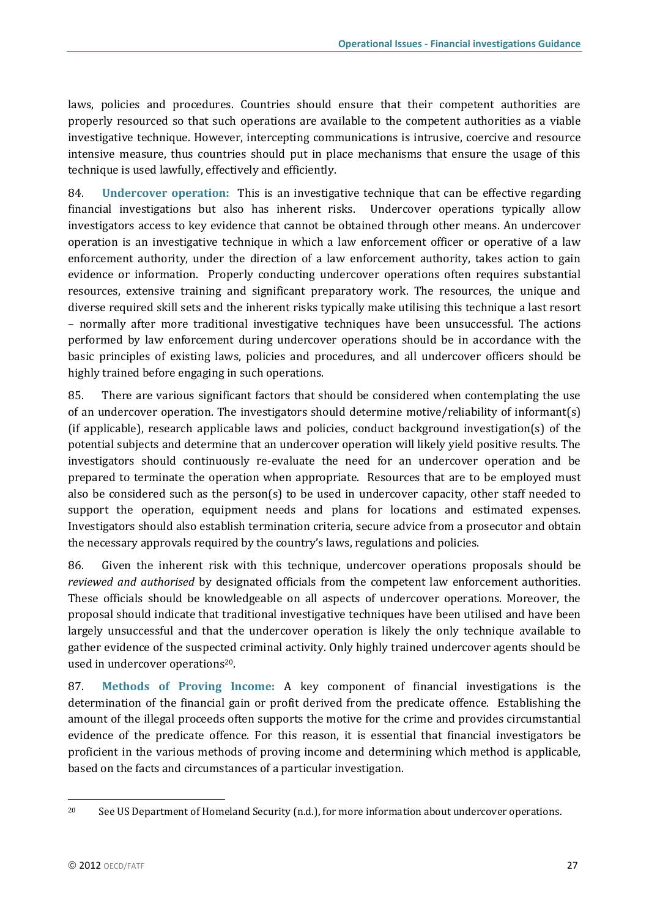laws, policies and procedures. Countries should ensure that their competent authorities are properly resourced so that such operations are available to the competent authorities as a viable investigative technique. However, intercepting communications is intrusive, coercive and resource intensive measure, thus countries should put in place mechanisms that ensure the usage of this technique is used lawfully, effectively and efficiently.

84. **Undercover operation:** This is an investigative technique that can be effective regarding financial investigations but also has inherent risks. Undercover operations typically allow investigators access to key evidence that cannot be obtained through other means. An undercover operation is an investigative technique in which a law enforcement officer or operative of a law enforcement authority, under the direction of a law enforcement authority, takes action to gain evidence or information. Properly conducting undercover operations often requires substantial resources, extensive training and significant preparatory work. The resources, the unique and diverse required skill sets and the inherent risks typically make utilising this technique a last resort – normally after more traditional investigative techniques have been unsuccessful. The actions performed by law enforcement during undercover operations should be in accordance with the basic principles of existing laws, policies and procedures, and all undercover officers should be highly trained before engaging in such operations.

85. There are various significant factors that should be considered when contemplating the use of an undercover operation. The investigators should determine motive/reliability of informant(s) (if applicable), research applicable laws and policies, conduct background investigation(s) of the potential subjects and determine that an undercover operation will likely yield positive results. The investigators should continuously re-evaluate the need for an undercover operation and be prepared to terminate the operation when appropriate. Resources that are to be employed must also be considered such as the person(s) to be used in undercover capacity, other staff needed to support the operation, equipment needs and plans for locations and estimated expenses. Investigators should also establish termination criteria, secure advice from a prosecutor and obtain the necessary approvals required by the country's laws, regulations and policies.

86. Given the inherent risk with this technique, undercover operations proposals should be *reviewed and authorised* by designated officials from the competent law enforcement authorities. These officials should be knowledgeable on all aspects of undercover operations. Moreover, the proposal should indicate that traditional investigative techniques have been utilised and have been largely unsuccessful and that the undercover operation is likely the only technique available to gather evidence of the suspected criminal activity. Only highly trained undercover agents should be used in undercover operations[20].

87. **Methods of Proving Income:** A key component of financial investigations is the determination of the financial gain or profit derived from the predicate offence. Establishing the amount of the illegal proceeds often supports the motive for the crime and provides circumstantial evidence of the predicate offence. For this reason, it is essential that financial investigators be proficient in the various methods of proving income and determining which method is applicable, based on the facts and circumstances of a particular investigation.

---

[20] See US Department of Homeland Security (n.d.), for more information about undercover operations.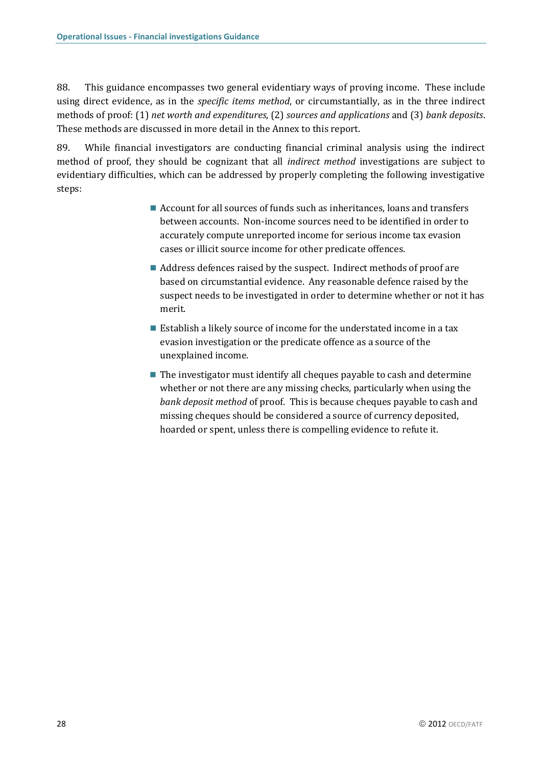88. This guidance encompasses two general evidentiary ways of proving income. These include using direct evidence, as in the *specific items method*, or circumstantially, as in the three indirect methods of proof: (1) *net worth and expenditures*, (2) *sources and applications* and (3) *bank deposits*. These methods are discussed in more detail in the Annex to this report.

89. While financial investigators are conducting financial criminal analysis using the indirect method of proof, they should be cognizant that all *indirect method* investigations are subject to evidentiary difficulties, which can be addressed by properly completing the following investigative steps:

- Account for all sources of funds such as inheritances, loans and transfers between accounts. Non-income sources need to be identified in order to accurately compute unreported income for serious income tax evasion cases or illicit source income for other predicate offences.
- Address defences raised by the suspect. Indirect methods of proof are based on circumstantial evidence. Any reasonable defence raised by the suspect needs to be investigated in order to determine whether or not it has merit.
- Establish a likely source of income for the understated income in a tax evasion investigation or the predicate offence as a source of the unexplained income.
- The investigator must identify all cheques payable to cash and determine whether or not there are any missing checks, particularly when using the *bank deposit method* of proof. This is because cheques payable to cash and missing cheques should be considered a source of currency deposited, hoarded or spent, unless there is compelling evidence to refute it.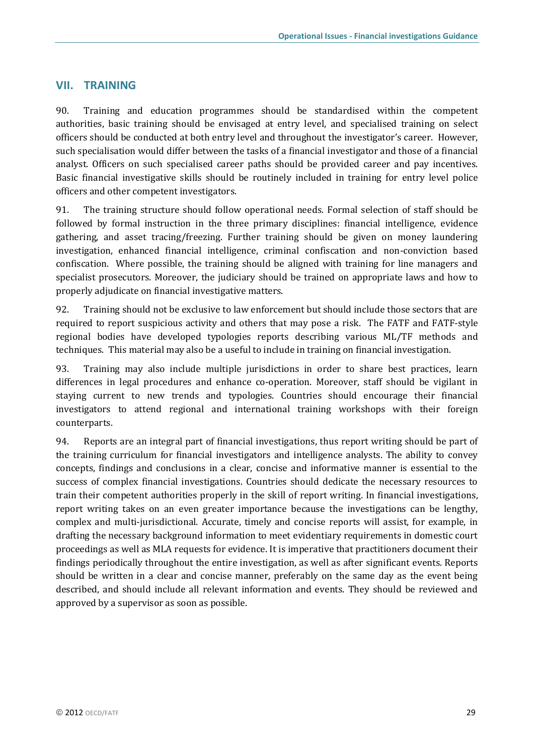## VII. TRAINING

90. Training and education programmes should be standardised within the competent authorities, basic training should be envisaged at entry level, and specialised training on select officers should be conducted at both entry level and throughout the investigator's career. However, such specialisation would differ between the tasks of a financial investigator and those of a financial analyst. Officers on such specialised career paths should be provided career and pay incentives. Basic financial investigative skills should be routinely included in training for entry level police officers and other competent investigators.

91. The training structure should follow operational needs. Formal selection of staff should be followed by formal instruction in the three primary disciplines: financial intelligence, evidence gathering, and asset tracing/freezing. Further training should be given on money laundering investigation, enhanced financial intelligence, criminal confiscation and non-conviction based confiscation. Where possible, the training should be aligned with training for line managers and specialist prosecutors. Moreover, the judiciary should be trained on appropriate laws and how to properly adjudicate on financial investigative matters.

92. Training should not be exclusive to law enforcement but should include those sectors that are required to report suspicious activity and others that may pose a risk. The FATF and FATF-style regional bodies have developed typologies reports describing various ML/TF methods and techniques. This material may also be a useful to include in training on financial investigation.

93. Training may also include multiple jurisdictions in order to share best practices, learn differences in legal procedures and enhance co-operation. Moreover, staff should be vigilant in staying current to new trends and typologies. Countries should encourage their financial investigators to attend regional and international training workshops with their foreign counterparts.

94. Reports are an integral part of financial investigations, thus report writing should be part of the training curriculum for financial investigators and intelligence analysts. The ability to convey concepts, findings and conclusions in a clear, concise and informative manner is essential to the success of complex financial investigations. Countries should dedicate the necessary resources to train their competent authorities properly in the skill of report writing. In financial investigations, report writing takes on an even greater importance because the investigations can be lengthy, complex and multi-jurisdictional. Accurate, timely and concise reports will assist, for example, in drafting the necessary background information to meet evidentiary requirements in domestic court proceedings as well as MLA requests for evidence. It is imperative that practitioners document their findings periodically throughout the entire investigation, as well as after significant events. Reports should be written in a clear and concise manner, preferably on the same day as the event being described, and should include all relevant information and events. They should be reviewed and approved by a supervisor as soon as possible.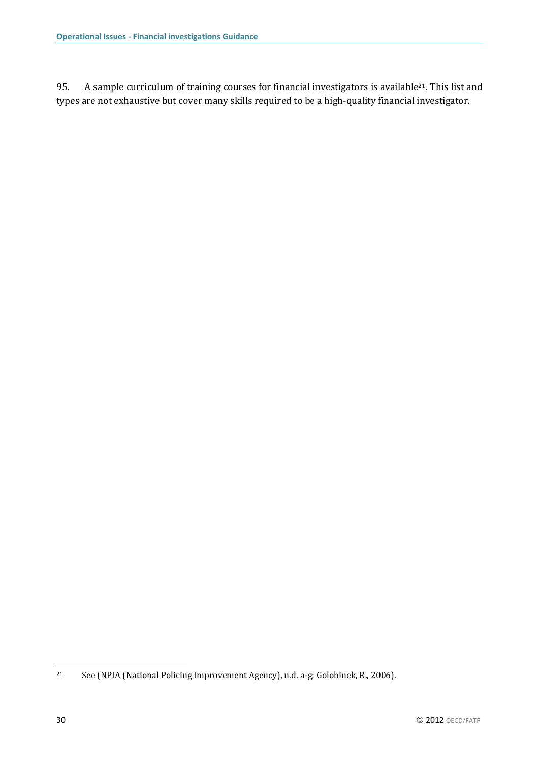95. A sample curriculum of training courses for financial investigators is available[21]. This list and types are not exhaustive but cover many skills required to be a high-quality financial investigator.

[21] See (NPIA (National Policing Improvement Agency), n.d. a-g; Golobinek, R., 2006).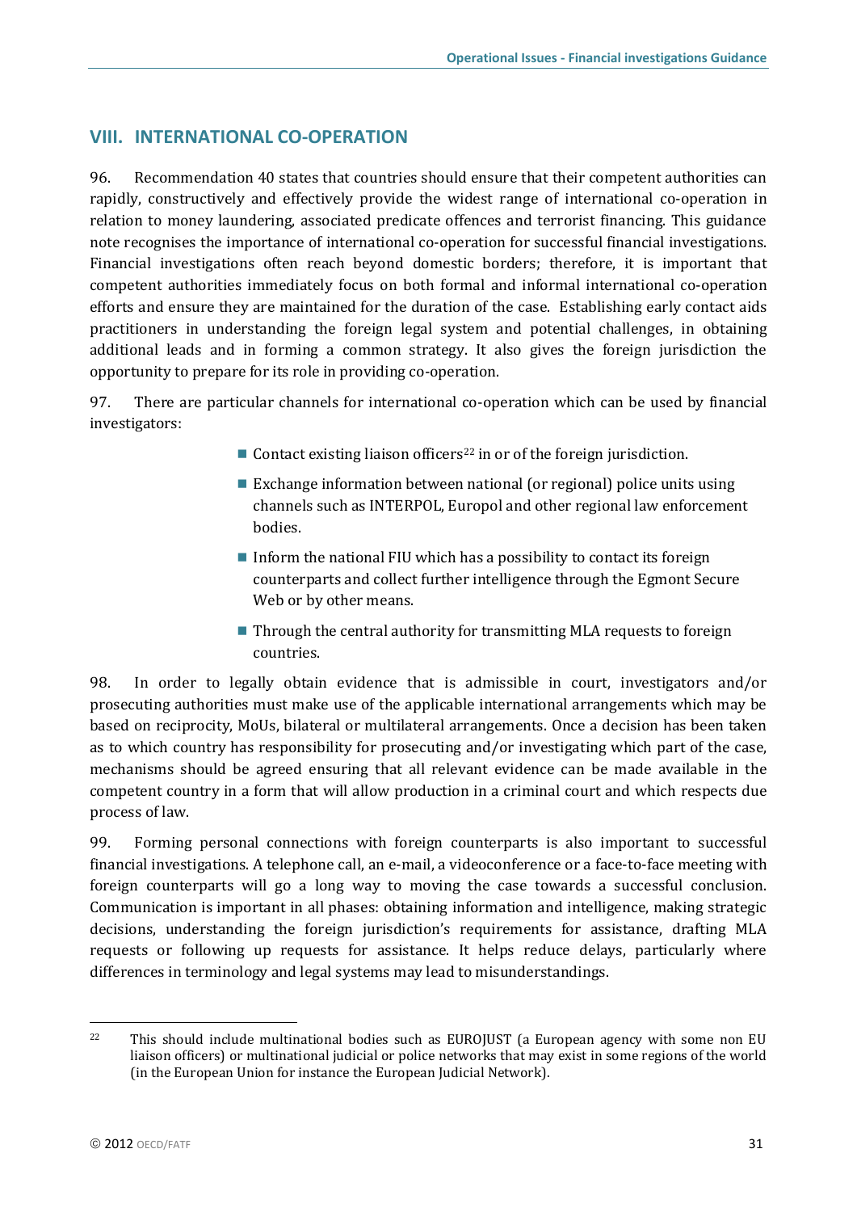## VIII. INTERNATIONAL CO-OPERATION

96. Recommendation 40 states that countries should ensure that their competent authorities can rapidly, constructively and effectively provide the widest range of international co-operation in relation to money laundering, associated predicate offences and terrorist financing. This guidance note recognises the importance of international co-operation for successful financial investigations. Financial investigations often reach beyond domestic borders; therefore, it is important that competent authorities immediately focus on both formal and informal international co-operation efforts and ensure they are maintained for the duration of the case. Establishing early contact aids practitioners in understanding the foreign legal system and potential challenges, in obtaining additional leads and in forming a common strategy. It also gives the foreign jurisdiction the opportunity to prepare for its role in providing co-operation.

97. There are particular channels for international co-operation which can be used by financial investigators:

- Contact existing liaison officers[22] in or of the foreign jurisdiction.
- Exchange information between national (or regional) police units using channels such as INTERPOL, Europol and other regional law enforcement bodies.
- Inform the national FIU which has a possibility to contact its foreign counterparts and collect further intelligence through the Egmont Secure Web or by other means.
- Through the central authority for transmitting MLA requests to foreign countries.

98. In order to legally obtain evidence that is admissible in court, investigators and/or prosecuting authorities must make use of the applicable international arrangements which may be based on reciprocity, MoUs, bilateral or multilateral arrangements. Once a decision has been taken as to which country has responsibility for prosecuting and/or investigating which part of the case, mechanisms should be agreed ensuring that all relevant evidence can be made available in the competent country in a form that will allow production in a criminal court and which respects due process of law.

99. Forming personal connections with foreign counterparts is also important to successful financial investigations. A telephone call, an e-mail, a videoconference or a face-to-face meeting with foreign counterparts will go a long way to moving the case towards a successful conclusion. Communication is important in all phases: obtaining information and intelligence, making strategic decisions, understanding the foreign jurisdiction's requirements for assistance, drafting MLA requests or following up requests for assistance. It helps reduce delays, particularly where differences in terminology and legal systems may lead to misunderstandings.

---

[22] This should include multinational bodies such as EUROJUST (a European agency with some non EU liaison officers) or multinational judicial or police networks that may exist in some regions of the world (in the European Union for instance the European Judicial Network).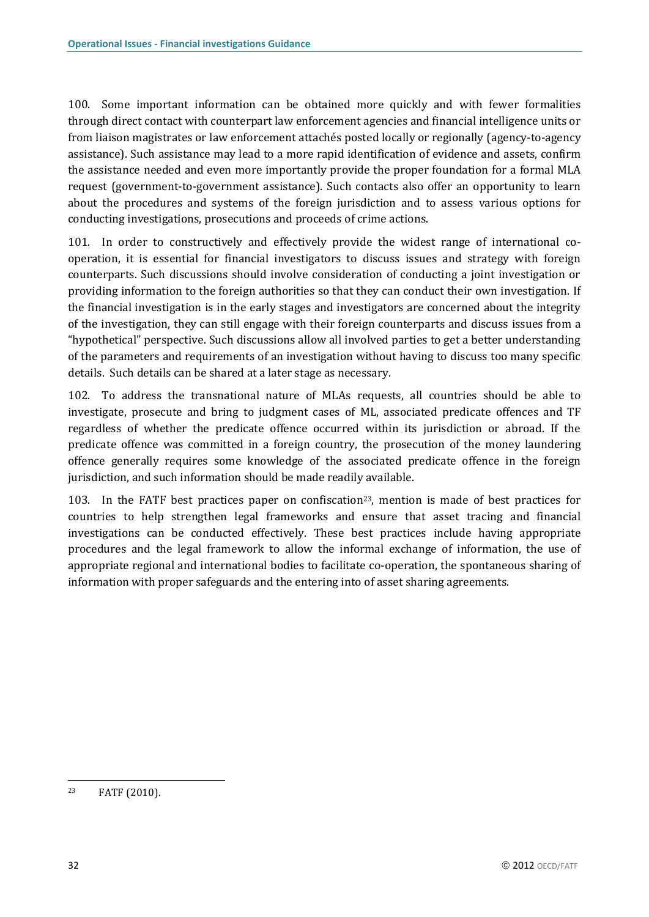100. Some important information can be obtained more quickly and with fewer formalities through direct contact with counterpart law enforcement agencies and financial intelligence units or from liaison magistrates or law enforcement attachés posted locally or regionally (agency-to-agency assistance). Such assistance may lead to a more rapid identification of evidence and assets, confirm the assistance needed and even more importantly provide the proper foundation for a formal MLA request (government-to-government assistance). Such contacts also offer an opportunity to learn about the procedures and systems of the foreign jurisdiction and to assess various options for conducting investigations, prosecutions and proceeds of crime actions.

101. In order to constructively and effectively provide the widest range of international co-operation, it is essential for financial investigators to discuss issues and strategy with foreign counterparts. Such discussions should involve consideration of conducting a joint investigation or providing information to the foreign authorities so that they can conduct their own investigation. If the financial investigation is in the early stages and investigators are concerned about the integrity of the investigation, they can still engage with their foreign counterparts and discuss issues from a "hypothetical" perspective. Such discussions allow all involved parties to get a better understanding of the parameters and requirements of an investigation without having to discuss too many specific details. Such details can be shared at a later stage as necessary.

102. To address the transnational nature of MLAs requests, all countries should be able to investigate, prosecute and bring to judgment cases of ML, associated predicate offences and TF regardless of whether the predicate offence occurred within its jurisdiction or abroad. If the predicate offence was committed in a foreign country, the prosecution of the money laundering offence generally requires some knowledge of the associated predicate offence in the foreign jurisdiction, and such information should be made readily available.

103. In the FATF best practices paper on confiscation[23], mention is made of best practices for countries to help strengthen legal frameworks and ensure that asset tracing and financial investigations can be conducted effectively. These best practices include having appropriate procedures and the legal framework to allow the informal exchange of information, the use of appropriate regional and international bodies to facilitate co-operation, the spontaneous sharing of information with proper safeguards and the entering into of asset sharing agreements.

---

[23] FATF (2010).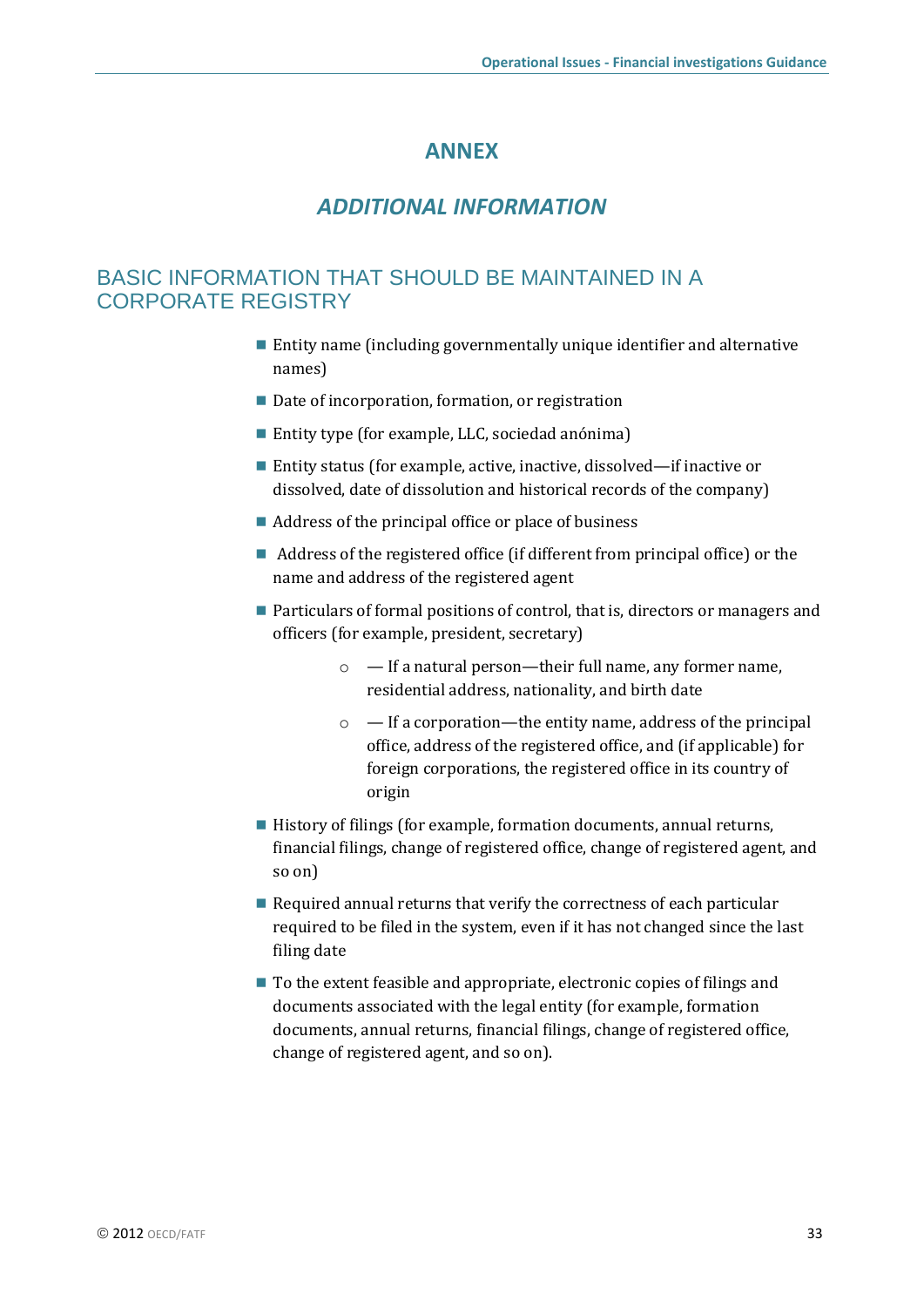# ANNEX

## *ADDITIONAL INFORMATION*

### BASIC INFORMATION THAT SHOULD BE MAINTAINED IN A CORPORATE REGISTRY

- Entity name (including governmentally unique identifier and alternative names)
- Date of incorporation, formation, or registration
- Entity type (for example, LLC, sociedad anónima)
- Entity status (for example, active, inactive, dissolved—if inactive or dissolved, date of dissolution and historical records of the company)
- Address of the principal office or place of business
- Address of the registered office (if different from principal office) or the name and address of the registered agent
- Particulars of formal positions of control, that is, directors or managers and officers (for example, president, secretary)
  - — If a natural person—their full name, any former name, residential address, nationality, and birth date
  - — If a corporation—the entity name, address of the principal office, address of the registered office, and (if applicable) for foreign corporations, the registered office in its country of origin
- History of filings (for example, formation documents, annual returns, financial filings, change of registered office, change of registered agent, and so on)
- Required annual returns that verify the correctness of each particular required to be filed in the system, even if it has not changed since the last filing date
- To the extent feasible and appropriate, electronic copies of filings and documents associated with the legal entity (for example, formation documents, annual returns, financial filings, change of registered office, change of registered agent, and so on).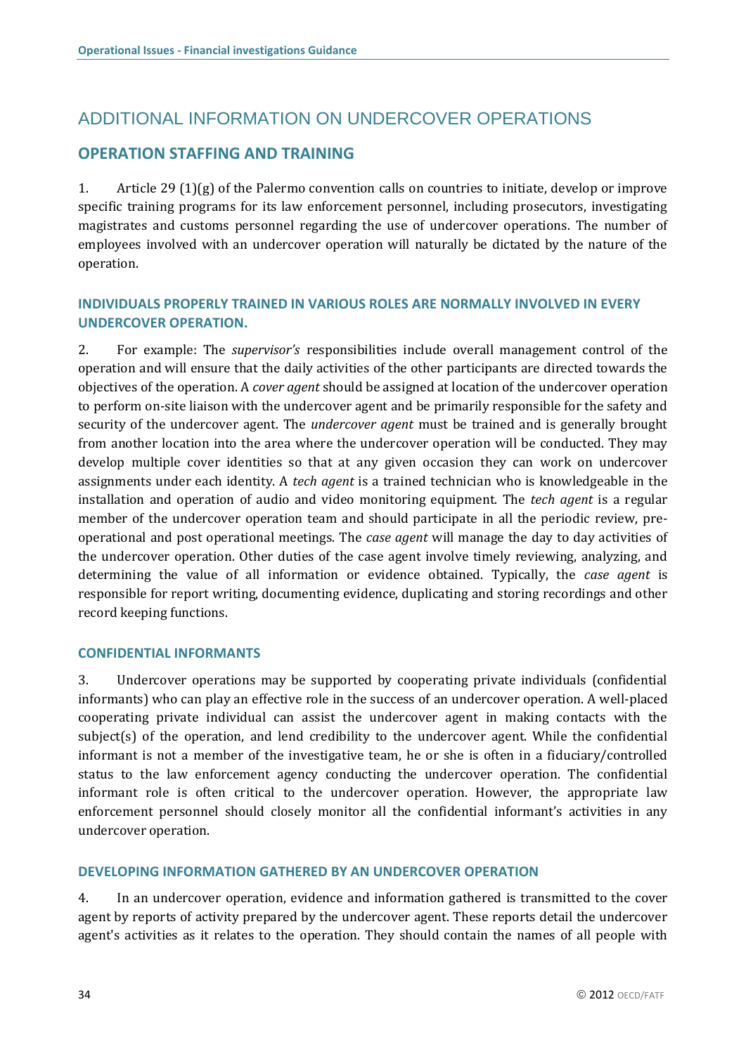# ADDITIONAL INFORMATION ON UNDERCOVER OPERATIONS

## OPERATION STAFFING AND TRAINING

1. Article 29 (1)(g) of the Palermo convention calls on countries to initiate, develop or improve specific training programs for its law enforcement personnel, including prosecutors, investigating magistrates and customs personnel regarding the use of undercover operations. The number of employees involved with an undercover operation will naturally be dictated by the nature of the operation.

### INDIVIDUALS PROPERLY TRAINED IN VARIOUS ROLES ARE NORMALLY INVOLVED IN EVERY UNDERCOVER OPERATION.

2. For example: The *supervisor's* responsibilities include overall management control of the operation and will ensure that the daily activities of the other participants are directed towards the objectives of the operation. A *cover agent* should be assigned at location of the undercover operation to perform on-site liaison with the undercover agent and be primarily responsible for the safety and security of the undercover agent. The *undercover agent* must be trained and is generally brought from another location into the area where the undercover operation will be conducted. They may develop multiple cover identities so that at any given occasion they can work on undercover assignments under each identity. A *tech agent* is a trained technician who is knowledgeable in the installation and operation of audio and video monitoring equipment. The *tech agent* is a regular member of the undercover operation team and should participate in all the periodic review, pre-operational and post operational meetings. The *case agent* will manage the day to day activities of the undercover operation. Other duties of the case agent involve timely reviewing, analyzing, and determining the value of all information or evidence obtained. Typically, the *case agent* is responsible for report writing, documenting evidence, duplicating and storing recordings and other record keeping functions.

### CONFIDENTIAL INFORMANTS

3. Undercover operations may be supported by cooperating private individuals (confidential informants) who can play an effective role in the success of an undercover operation. A well-placed cooperating private individual can assist the undercover agent in making contacts with the subject(s) of the operation, and lend credibility to the undercover agent. While the confidential informant is not a member of the investigative team, he or she is often in a fiduciary/controlled status to the law enforcement agency conducting the undercover operation. The confidential informant role is often critical to the undercover operation. However, the appropriate law enforcement personnel should closely monitor all the confidential informant's activities in any undercover operation.

### DEVELOPING INFORMATION GATHERED BY AN UNDERCOVER OPERATION

4. In an undercover operation, evidence and information gathered is transmitted to the cover agent by reports of activity prepared by the undercover agent. These reports detail the undercover agent's activities as it relates to the operation. They should contain the names of all people with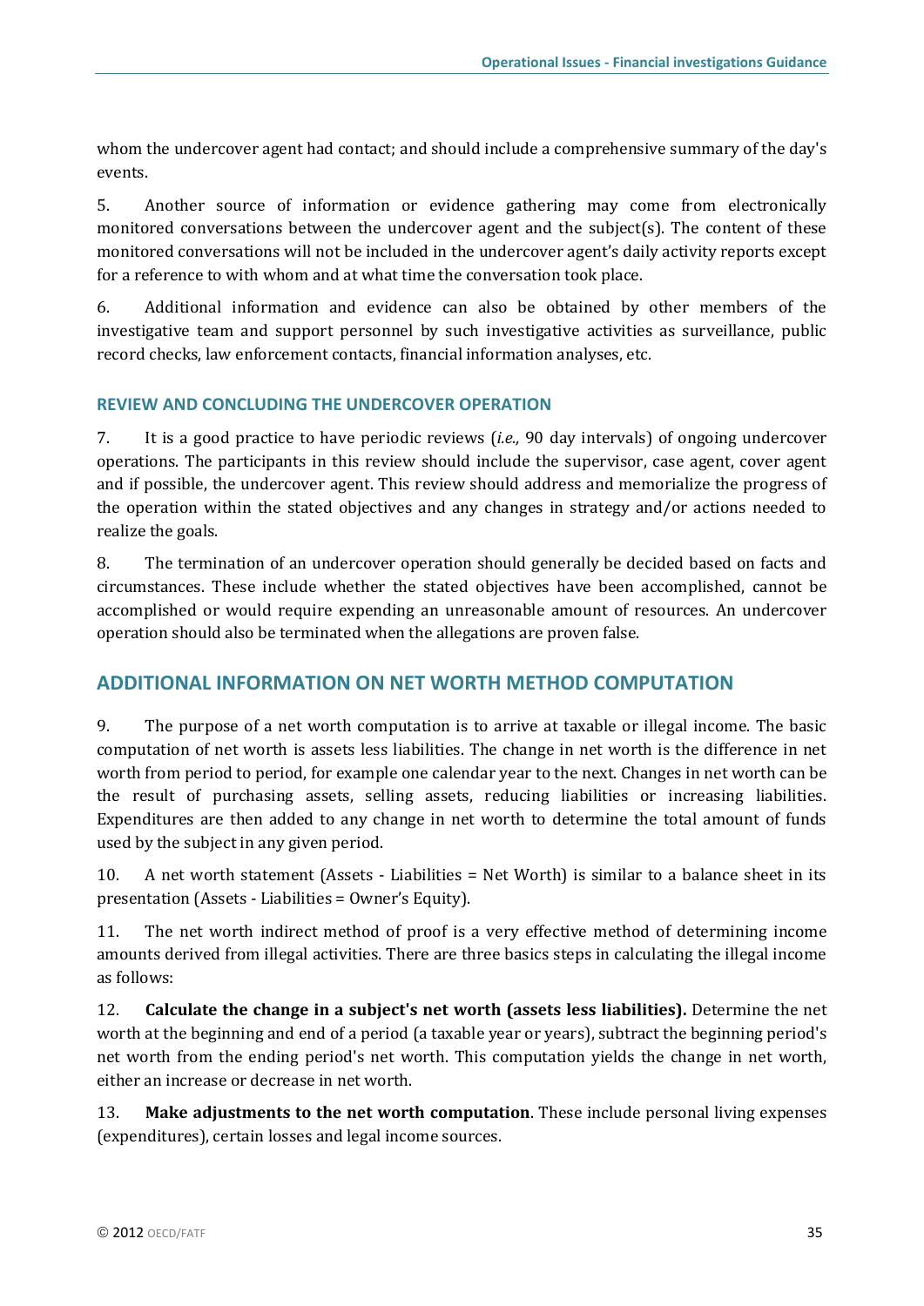whom the undercover agent had contact; and should include a comprehensive summary of the day's events.

5. Another source of information or evidence gathering may come from electronically monitored conversations between the undercover agent and the subject(s). The content of these monitored conversations will not be included in the undercover agent's daily activity reports except for a reference to with whom and at what time the conversation took place.

6. Additional information and evidence can also be obtained by other members of the investigative team and support personnel by such investigative activities as surveillance, public record checks, law enforcement contacts, financial information analyses, etc.

### REVIEW AND CONCLUDING THE UNDERCOVER OPERATION

7. It is a good practice to have periodic reviews (*i.e.,* 90 day intervals) of ongoing undercover operations. The participants in this review should include the supervisor, case agent, cover agent and if possible, the undercover agent. This review should address and memorialize the progress of the operation within the stated objectives and any changes in strategy and/or actions needed to realize the goals.

8. The termination of an undercover operation should generally be decided based on facts and circumstances. These include whether the stated objectives have been accomplished, cannot be accomplished or would require expending an unreasonable amount of resources. An undercover operation should also be terminated when the allegations are proven false.

## ADDITIONAL INFORMATION ON NET WORTH METHOD COMPUTATION

9. The purpose of a net worth computation is to arrive at taxable or illegal income. The basic computation of net worth is assets less liabilities. The change in net worth is the difference in net worth from period to period, for example one calendar year to the next. Changes in net worth can be the result of purchasing assets, selling assets, reducing liabilities or increasing liabilities. Expenditures are then added to any change in net worth to determine the total amount of funds used by the subject in any given period.

10. A net worth statement (Assets - Liabilities = Net Worth) is similar to a balance sheet in its presentation (Assets - Liabilities = Owner's Equity).

11. The net worth indirect method of proof is a very effective method of determining income amounts derived from illegal activities. There are three basics steps in calculating the illegal income as follows:

12. **Calculate the change in a subject's net worth (assets less liabilities).** Determine the net worth at the beginning and end of a period (a taxable year or years), subtract the beginning period's net worth from the ending period's net worth. This computation yields the change in net worth, either an increase or decrease in net worth.

13. **Make adjustments to the net worth computation**. These include personal living expenses (expenditures), certain losses and legal income sources.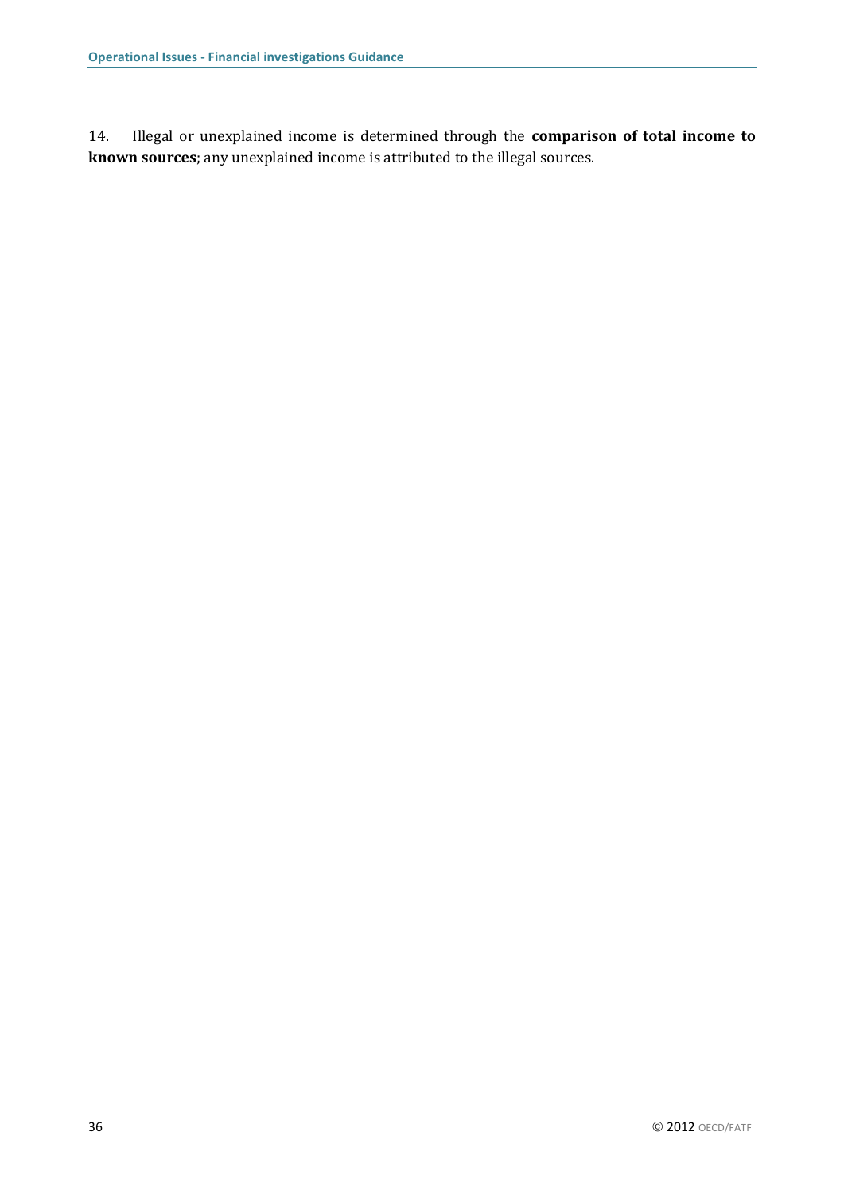14. Illegal or unexplained income is determined through the **comparison of total income to known sources**; any unexplained income is attributed to the illegal sources.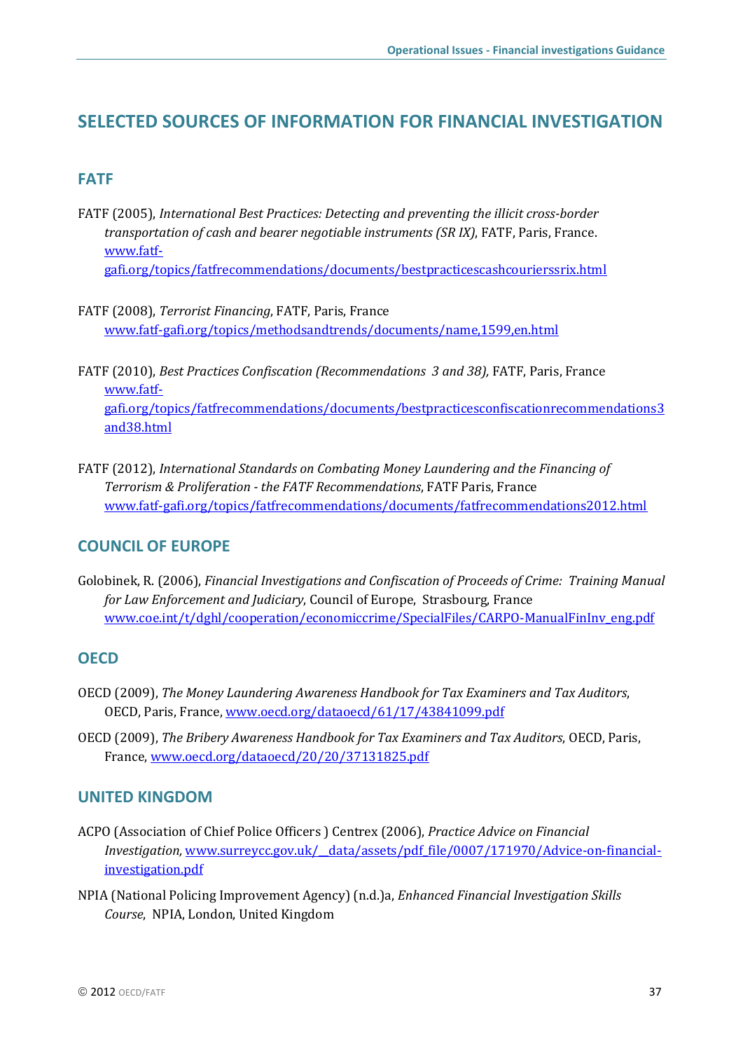# SELECTED SOURCES OF INFORMATION FOR FINANCIAL INVESTIGATION

## FATF

FATF (2005), *International Best Practices: Detecting and preventing the illicit cross-border transportation of cash and bearer negotiable instruments (SR IX)*, FATF, Paris, France. [www.fatf-gafi.org/topics/fatfrecommendations/documents/bestpracticescashcourierssrix.html](www.fatf-gafi.org/topics/fatfrecommendations/documents/bestpracticescashcourierssrix.html)

FATF (2008), *Terrorist Financing*, FATF, Paris, France [www.fatf-gafi.org/topics/methodsandtrends/documents/name,1599,en.html](www.fatf-gafi.org/topics/methodsandtrends/documents/name,1599,en.html)

FATF (2010), *Best Practices Confiscation (Recommendations 3 and 38),* FATF, Paris, France [www.fatf-gafi.org/topics/fatfrecommendations/documents/bestpracticesconfiscationrecommendations3and38.html](www.fatf-gafi.org/topics/fatfrecommendations/documents/bestpracticesconfiscationrecommendations3and38.html)

FATF (2012), *International Standards on Combating Money Laundering and the Financing of Terrorism & Proliferation - the FATF Recommendations*, FATF Paris, France [www.fatf-gafi.org/topics/fatfrecommendations/documents/fatfrecommendations2012.html](www.fatf-gafi.org/topics/fatfrecommendations/documents/fatfrecommendations2012.html)

## COUNCIL OF EUROPE

Golobinek, R. (2006), *Financial Investigations and Confiscation of Proceeds of Crime: Training Manual for Law Enforcement and Judiciary*, Council of Europe, Strasbourg, France [www.coe.int/t/dghl/cooperation/economiccrime/SpecialFiles/CARPO-ManualFinInv_eng.pdf](www.coe.int/t/dghl/cooperation/economiccrime/SpecialFiles/CARPO-ManualFinInv_eng.pdf)

## OECD

OECD (2009), *The Money Laundering Awareness Handbook for Tax Examiners and Tax Auditors*, OECD, Paris, France, [www.oecd.org/dataoecd/61/17/43841099.pdf](www.oecd.org/dataoecd/61/17/43841099.pdf)

OECD (2009), *The Bribery Awareness Handbook for Tax Examiners and Tax Auditors*, OECD, Paris, France, [www.oecd.org/dataoecd/20/20/37131825.pdf](www.oecd.org/dataoecd/20/20/37131825.pdf)

## UNITED KINGDOM

ACPO (Association of Chief Police Officers ) Centrex (2006), *Practice Advice on Financial Investigation,* [www.surreycc.gov.uk/__data/assets/pdf_file/0007/171970/Advice-on-financial-investigation.pdf](www.surreycc.gov.uk/__data/assets/pdf_file/0007/171970/Advice-on-financial-investigation.pdf)

NPIA (National Policing Improvement Agency) (n.d.)a, *Enhanced Financial Investigation Skills Course*, NPIA, London, United Kingdom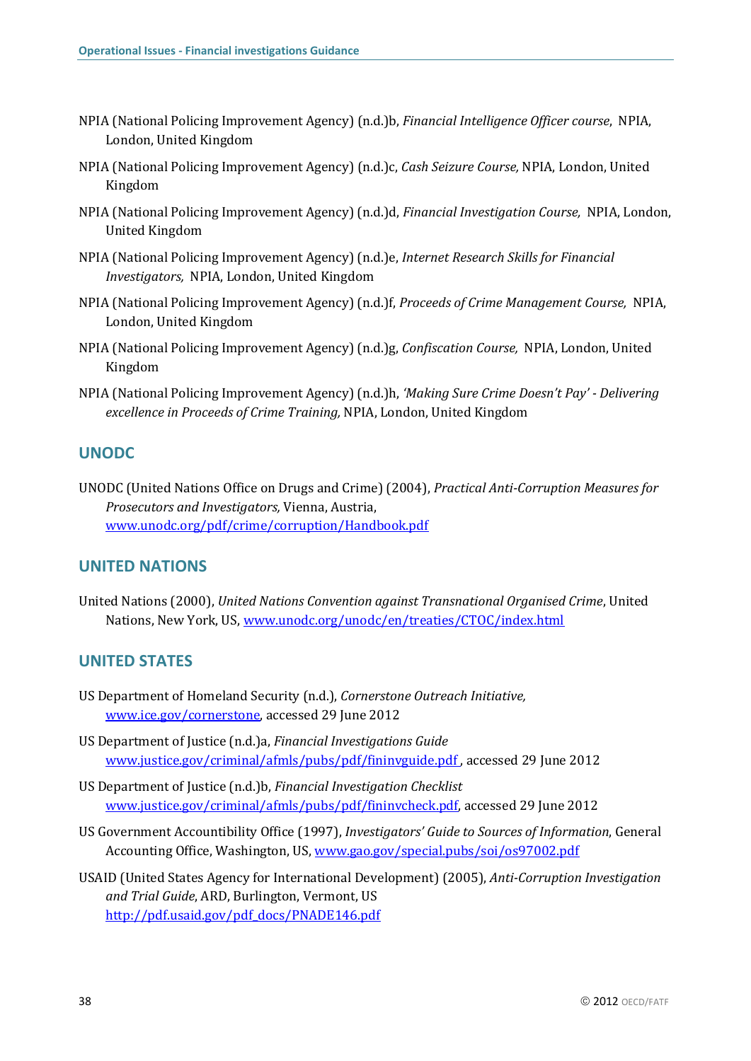NPIA (National Policing Improvement Agency) (n.d.)b, *Financial Intelligence Officer course*, NPIA, London, United Kingdom

NPIA (National Policing Improvement Agency) (n.d.)c, *Cash Seizure Course,* NPIA, London, United Kingdom

NPIA (National Policing Improvement Agency) (n.d.)d, *Financial Investigation Course,* NPIA, London, United Kingdom

NPIA (National Policing Improvement Agency) (n.d.)e, *Internet Research Skills for Financial Investigators,* NPIA, London, United Kingdom

NPIA (National Policing Improvement Agency) (n.d.)f, *Proceeds of Crime Management Course,* NPIA, London, United Kingdom

NPIA (National Policing Improvement Agency) (n.d.)g, *Confiscation Course,* NPIA, London, United Kingdom

NPIA (National Policing Improvement Agency) (n.d.)h, *'Making Sure Crime Doesn't Pay' - Delivering excellence in Proceeds of Crime Training,* NPIA, London, United Kingdom

## UNODC

UNODC (United Nations Office on Drugs and Crime) (2004), *Practical Anti-Corruption Measures for Prosecutors and Investigators,* Vienna, Austria, www.unodc.org/pdf/crime/corruption/Handbook.pdf

## UNITED NATIONS

United Nations (2000), *United Nations Convention against Transnational Organised Crime*, United Nations, New York, US, www.unodc.org/unodc/en/treaties/CTOC/index.html

## UNITED STATES

US Department of Homeland Security (n.d.), *Cornerstone Outreach Initiative,* www.ice.gov/cornerstone, accessed 29 June 2012

US Department of Justice (n.d.)a, *Financial Investigations Guide* www.justice.gov/criminal/afmls/pubs/pdf/fininvguide.pdf , accessed 29 June 2012

US Department of Justice (n.d.)b, *Financial Investigation Checklist* www.justice.gov/criminal/afmls/pubs/pdf/fininvcheck.pdf, accessed 29 June 2012

US Government Accountibility Office (1997), *Investigators' Guide to Sources of Information*, General Accounting Office, Washington, US, www.gao.gov/special.pubs/soi/os97002.pdf

USAID (United States Agency for International Development) (2005), *Anti-Corruption Investigation and Trial Guide*, ARD, Burlington, Vermont, US http://pdf.usaid.gov/pdf_docs/PNADE146.pdf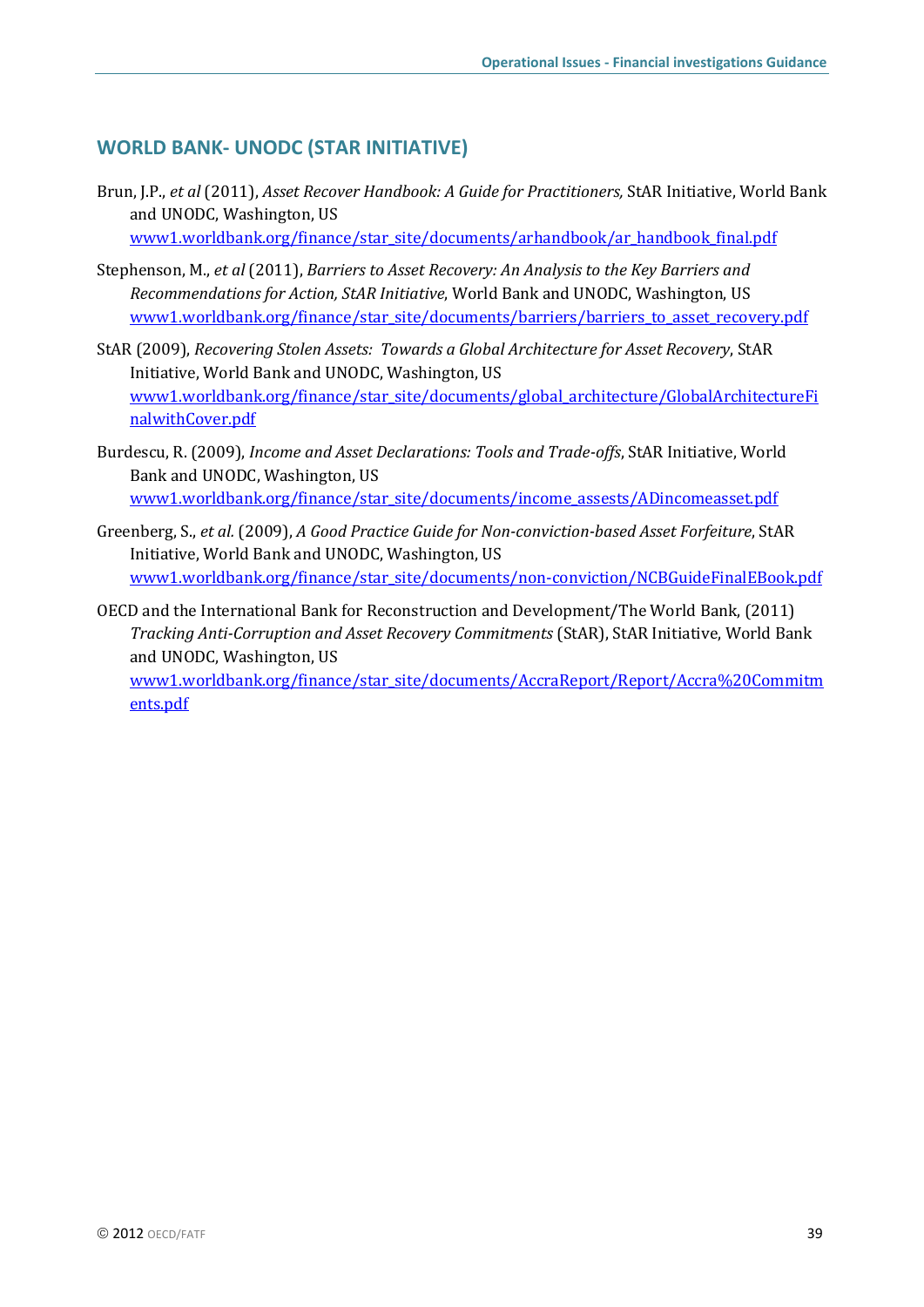## WORLD BANK- UNODC (STAR INITIATIVE)

Brun, J.P., *et al* (2011), *Asset Recover Handbook: A Guide for Practitioners,* StAR Initiative, World Bank and UNODC, Washington, US
www1.worldbank.org/finance/star_site/documents/arhandbook/ar_handbook_final.pdf

Stephenson, M., *et al* (2011), *Barriers to Asset Recovery: An Analysis to the Key Barriers and Recommendations for Action, StAR Initiative*, World Bank and UNODC, Washington, US
www1.worldbank.org/finance/star_site/documents/barriers/barriers_to_asset_recovery.pdf

StAR (2009), *Recovering Stolen Assets: Towards a Global Architecture for Asset Recovery*, StAR Initiative, World Bank and UNODC, Washington, US
www1.worldbank.org/finance/star_site/documents/global_architecture/GlobalArchitectureFinalwithCover.pdf

Burdescu, R. (2009), *Income and Asset Declarations: Tools and Trade-offs*, StAR Initiative, World Bank and UNODC, Washington, US
www1.worldbank.org/finance/star_site/documents/income_assests/ADincomeasset.pdf

Greenberg, S., *et al.* (2009), *A Good Practice Guide for Non-conviction-based Asset Forfeiture*, StAR Initiative, World Bank and UNODC, Washington, US
www1.worldbank.org/finance/star_site/documents/non-conviction/NCBGuideFinalEBook.pdf

OECD and the International Bank for Reconstruction and Development/The World Bank, (2011) *Tracking Anti-Corruption and Asset Recovery Commitments* (StAR), StAR Initiative, World Bank and UNODC, Washington, US
www1.worldbank.org/finance/star_site/documents/AccraReport/Report/Accra%20Commitments.pdf